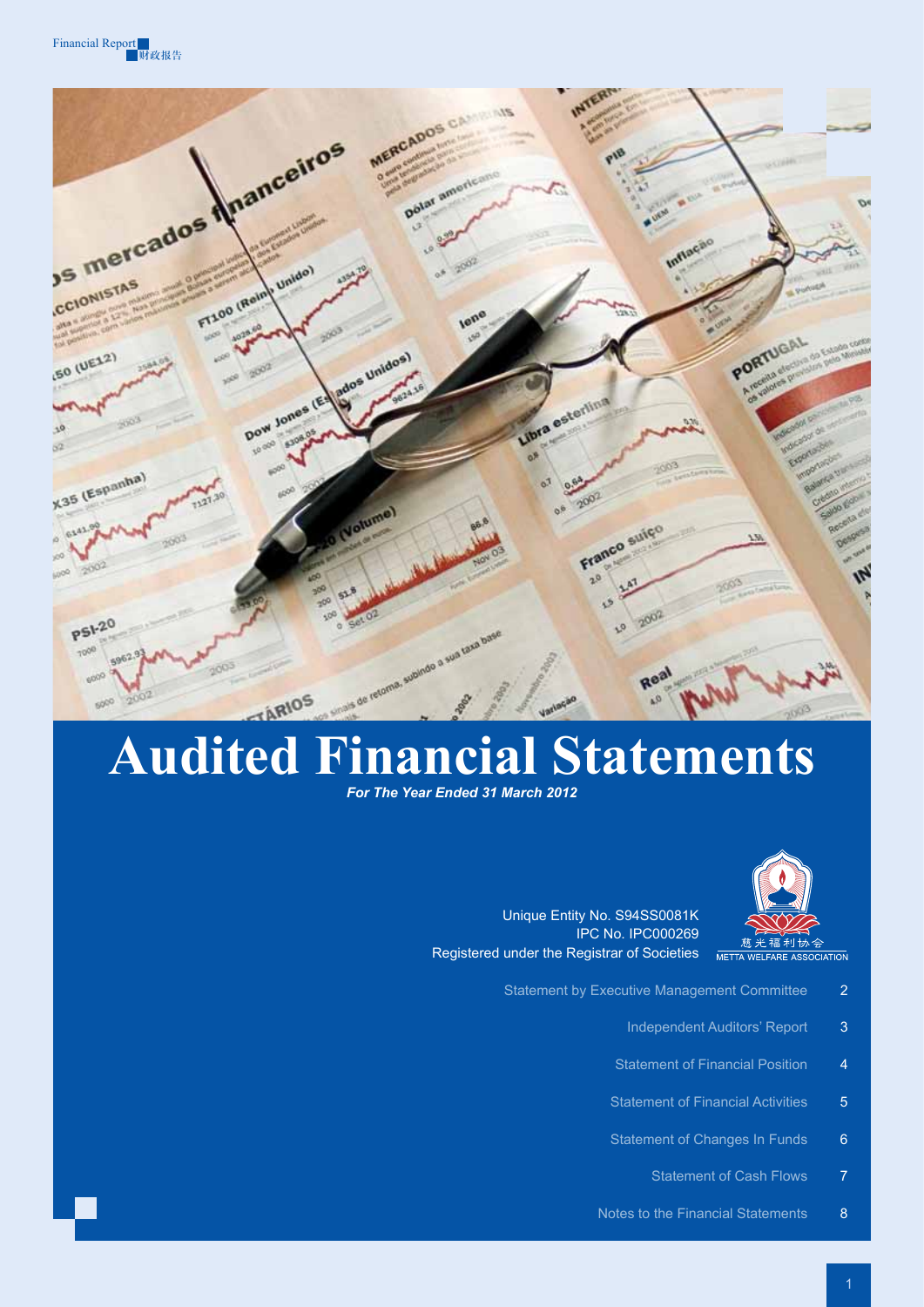# Audited Financial Statements

***For The Year Ended 31 March 2012***

Unique Entity No. S94SS0081K
IPC No. IPC000269
Registered under the Registrar of Societies

慈光福利协会
METTA WELFARE ASSOCIATION

| | |
|---|---|
| Statement by Executive Management Committee | 2 |
| Independent Auditors' Report | 3 |
| Statement of Financial Position | 4 |
| Statement of Financial Activities | 5 |
| Statement of Changes In Funds | 6 |
| Statement of Cash Flows | 7 |
| Notes to the Financial Statements | 8 |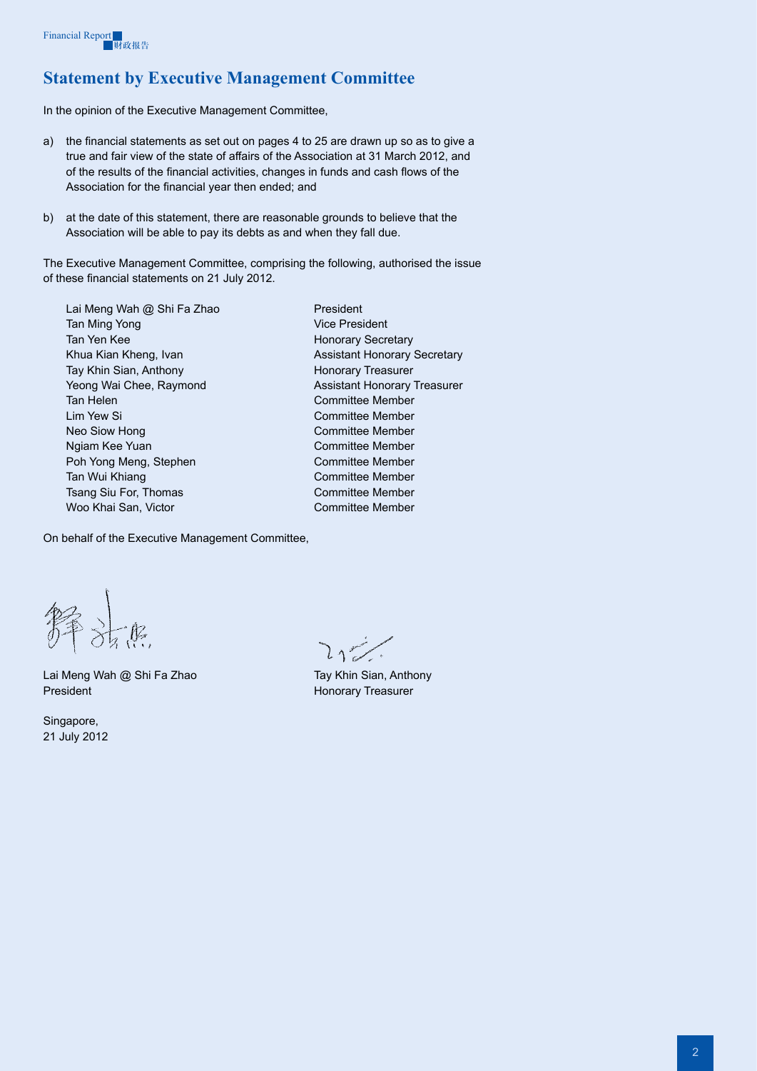# Statement by Executive Management Committee

In the opinion of the Executive Management Committee,

a) the financial statements as set out on pages 4 to 25 are drawn up so as to give a true and fair view of the state of affairs of the Association at 31 March 2012, and of the results of the financial activities, changes in funds and cash flows of the Association for the financial year then ended; and

b) at the date of this statement, there are reasonable grounds to believe that the Association will be able to pay its debts as and when they fall due.

The Executive Management Committee, comprising the following, authorised the issue of these financial statements on 21 July 2012.

| | |
|---|---|
| Lai Meng Wah @ Shi Fa Zhao | President |
| Tan Ming Yong | Vice President |
| Tan Yen Kee | Honorary Secretary |
| Khua Kian Kheng, Ivan | Assistant Honorary Secretary |
| Tay Khin Sian, Anthony | Honorary Treasurer |
| Yeong Wai Chee, Raymond | Assistant Honorary Treasurer |
| Tan Helen | Committee Member |
| Lim Yew Si | Committee Member |
| Neo Siow Hong | Committee Member |
| Ngiam Kee Yuan | Committee Member |
| Poh Yong Meng, Stephen | Committee Member |
| Tan Wui Khiang | Committee Member |
| Tsang Siu For, Thomas | Committee Member |
| Woo Khai San, Victor | Committee Member |

On behalf of the Executive Management Committee,

Lai Meng Wah @ Shi Fa Zhao
President

Tay Khin Sian, Anthony
Honorary Treasurer

Singapore,
21 July 2012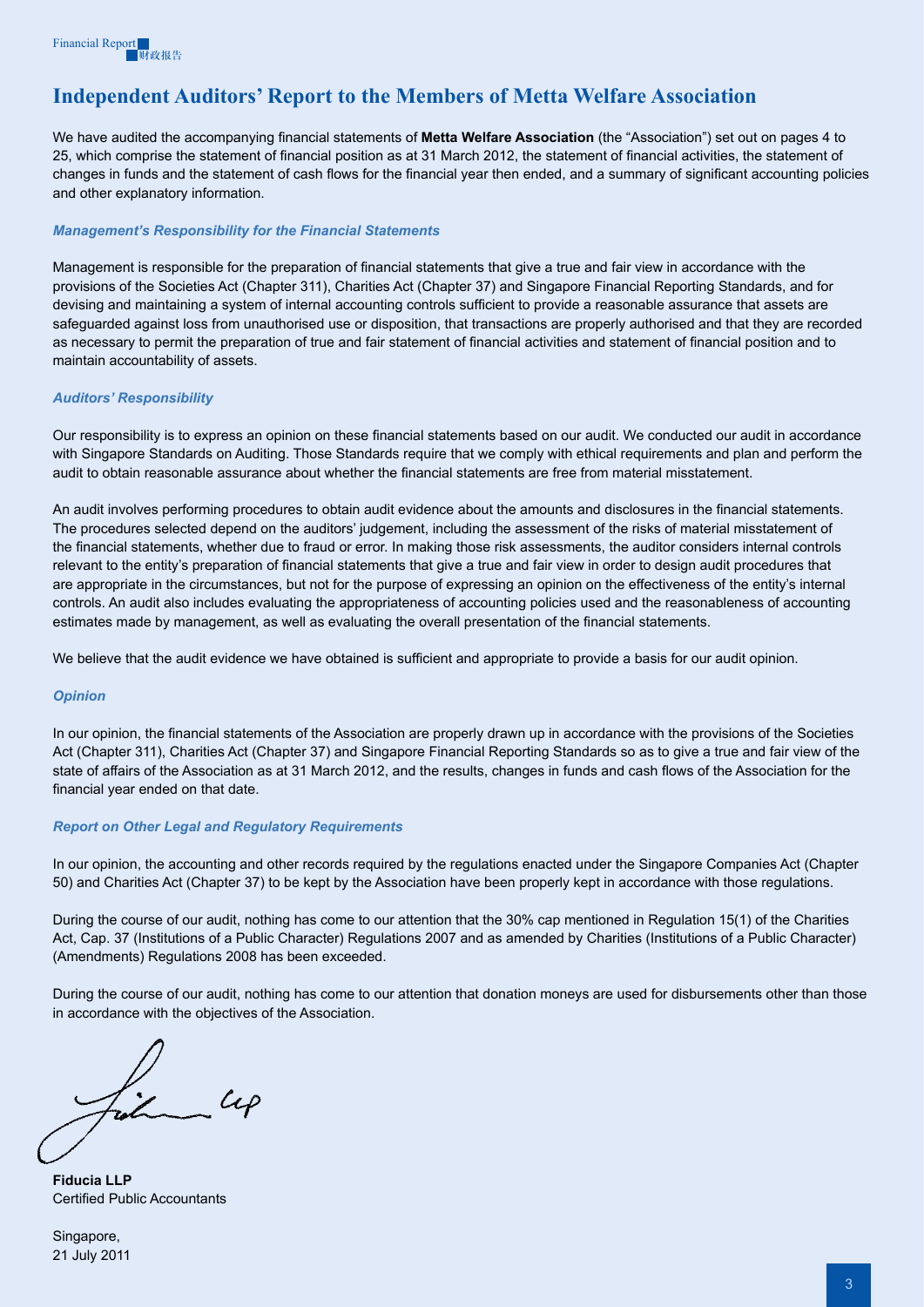# Independent Auditors' Report to the Members of Metta Welfare Association

We have audited the accompanying financial statements of **Metta Welfare Association** (the "Association") set out on pages 4 to 25, which comprise the statement of financial position as at 31 March 2012, the statement of financial activities, the statement of changes in funds and the statement of cash flows for the financial year then ended, and a summary of significant accounting policies and other explanatory information.

### *Management's Responsibility for the Financial Statements*

Management is responsible for the preparation of financial statements that give a true and fair view in accordance with the provisions of the Societies Act (Chapter 311), Charities Act (Chapter 37) and Singapore Financial Reporting Standards, and for devising and maintaining a system of internal accounting controls sufficient to provide a reasonable assurance that assets are safeguarded against loss from unauthorised use or disposition, that transactions are properly authorised and that they are recorded as necessary to permit the preparation of true and fair statement of financial activities and statement of financial position and to maintain accountability of assets.

### *Auditors' Responsibility*

Our responsibility is to express an opinion on these financial statements based on our audit. We conducted our audit in accordance with Singapore Standards on Auditing. Those Standards require that we comply with ethical requirements and plan and perform the audit to obtain reasonable assurance about whether the financial statements are free from material misstatement.

An audit involves performing procedures to obtain audit evidence about the amounts and disclosures in the financial statements. The procedures selected depend on the auditors' judgement, including the assessment of the risks of material misstatement of the financial statements, whether due to fraud or error. In making those risk assessments, the auditor considers internal controls relevant to the entity's preparation of financial statements that give a true and fair view in order to design audit procedures that are appropriate in the circumstances, but not for the purpose of expressing an opinion on the effectiveness of the entity's internal controls. An audit also includes evaluating the appropriateness of accounting policies used and the reasonableness of accounting estimates made by management, as well as evaluating the overall presentation of the financial statements.

We believe that the audit evidence we have obtained is sufficient and appropriate to provide a basis for our audit opinion.

### *Opinion*

In our opinion, the financial statements of the Association are properly drawn up in accordance with the provisions of the Societies Act (Chapter 311), Charities Act (Chapter 37) and Singapore Financial Reporting Standards so as to give a true and fair view of the state of affairs of the Association as at 31 March 2012, and the results, changes in funds and cash flows of the Association for the financial year ended on that date.

### *Report on Other Legal and Regulatory Requirements*

In our opinion, the accounting and other records required by the regulations enacted under the Singapore Companies Act (Chapter 50) and Charities Act (Chapter 37) to be kept by the Association have been properly kept in accordance with those regulations.

During the course of our audit, nothing has come to our attention that the 30% cap mentioned in Regulation 15(1) of the Charities Act, Cap. 37 (Institutions of a Public Character) Regulations 2007 and as amended by Charities (Institutions of a Public Character) (Amendments) Regulations 2008 has been exceeded.

During the course of our audit, nothing has come to our attention that donation moneys are used for disbursements other than those in accordance with the objectives of the Association.

**Fiducia LLP**
Certified Public Accountants

Singapore,
21 July 2011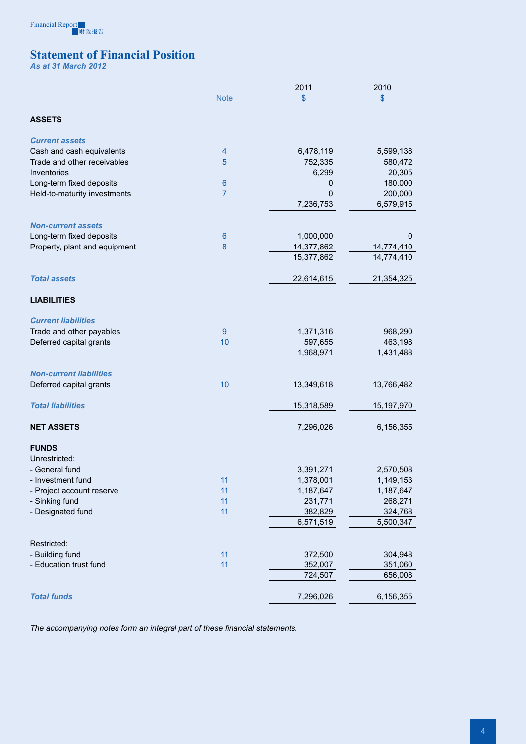# Statement of Financial Position

*As at 31 March 2012*

| | Note | 2011<br>$ | 2010<br>$ |
|---|---|---|---|
| **ASSETS** | | | |
| ***Current assets*** | | | |
| Cash and cash equivalents | 4 | 6,478,119 | 5,599,138 |
| Trade and other receivables | 5 | 752,335 | 580,472 |
| Inventories | | 6,299 | 20,305 |
| Long-term fixed deposits | 6 | 0 | 180,000 |
| Held-to-maturity investments | 7 | 0 | 200,000 |
| | | 7,236,753 | 6,579,915 |
| ***Non-current assets*** | | | |
| Long-term fixed deposits | 6 | 1,000,000 | 0 |
| Property, plant and equipment | 8 | 14,377,862 | 14,774,410 |
| | | 15,377,862 | 14,774,410 |
| ***Total assets*** | | 22,614,615 | 21,354,325 |
| **LIABILITIES** | | | |
| ***Current liabilities*** | | | |
| Trade and other payables | 9 | 1,371,316 | 968,290 |
| Deferred capital grants | 10 | 597,655 | 463,198 |
| | | 1,968,971 | 1,431,488 |
| ***Non-current liabilities*** | | | |
| Deferred capital grants | 10 | 13,349,618 | 13,766,482 |
| ***Total liabilities*** | | 15,318,589 | 15,197,970 |
| **NET ASSETS** | | 7,296,026 | 6,156,355 |
| **FUNDS** | | | |
| Unrestricted: | | | |
| - General fund | | 3,391,271 | 2,570,508 |
| - Investment fund | 11 | 1,378,001 | 1,149,153 |
| - Project account reserve | 11 | 1,187,647 | 1,187,647 |
| - Sinking fund | 11 | 231,771 | 268,271 |
| - Designated fund | 11 | 382,829 | 324,768 |
| | | 6,571,519 | 5,500,347 |
| Restricted: | | | |
| - Building fund | 11 | 372,500 | 304,948 |
| - Education trust fund | 11 | 352,007 | 351,060 |
| | | 724,507 | 656,008 |
| ***Total funds*** | | 7,296,026 | 6,156,355 |

*The accompanying notes form an integral part of these financial statements.*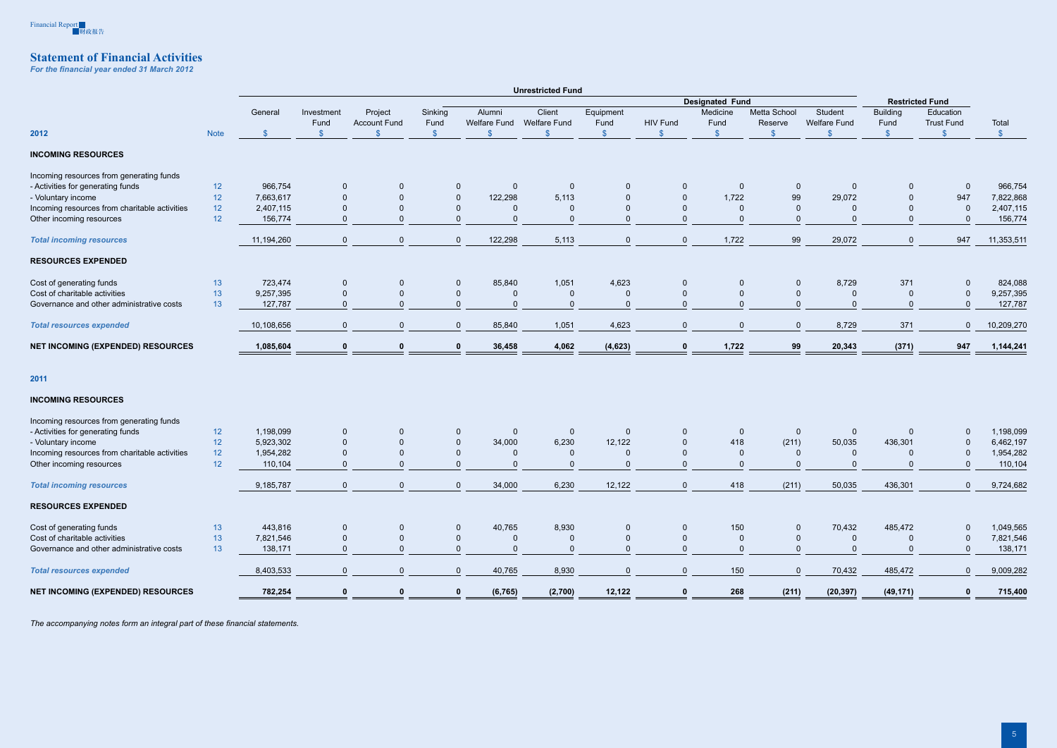## Statement of Financial Activities

*For the financial year ended 31 March 2012*

| | | Unrestricted Fund | | | | | | | | | | | Restricted Fund | | |
|---|---|---|---|---|---|---|---|---|---|---|---|---|---|---|---|
| | | | | | | Designated Fund | | | | | | | | | |
| **2012** | Note | General $ | Investment Fund $ | Project Account Fund $ | Sinking Fund $ | Alumni Welfare Fund $ | Client Welfare Fund $ | Equipment Fund $ | HIV Fund $ | Medicine Fund $ | Metta School Reserve $ | Student Welfare Fund $ | Building Fund $ | Education Trust Fund $ | Total $ |
| **INCOMING RESOURCES** | | | | | | | | | | | | | | | |
| Incoming resources from generating funds | | | | | | | | | | | | | | | |
| - Activities for generating funds | 12 | 966,754 | 0 | 0 | 0 | 0 | 0 | 0 | 0 | 0 | 0 | 0 | 0 | 0 | 966,754 |
| - Voluntary income | 12 | 7,663,617 | 0 | 0 | 0 | 122,298 | 5,113 | 0 | 0 | 1,722 | 99 | 29,072 | 0 | 947 | 7,822,868 |
| Incoming resources from charitable activities | 12 | 2,407,115 | 0 | 0 | 0 | 0 | 0 | 0 | 0 | 0 | 0 | 0 | 0 | 0 | 2,407,115 |
| Other incoming resources | 12 | 156,774 | 0 | 0 | 0 | 0 | 0 | 0 | 0 | 0 | 0 | 0 | 0 | 0 | 156,774 |
| ***Total incoming resources*** | | 11,194,260 | 0 | 0 | 0 | 122,298 | 5,113 | 0 | 0 | 1,722 | 99 | 29,072 | 0 | 947 | 11,353,511 |
| **RESOURCES EXPENDED** | | | | | | | | | | | | | | | |
| Cost of generating funds | 13 | 723,474 | 0 | 0 | 0 | 85,840 | 1,051 | 4,623 | 0 | 0 | 0 | 8,729 | 371 | 0 | 824,088 |
| Cost of charitable activities | 13 | 9,257,395 | 0 | 0 | 0 | 0 | 0 | 0 | 0 | 0 | 0 | 0 | 0 | 0 | 9,257,395 |
| Governance and other administrative costs | 13 | 127,787 | 0 | 0 | 0 | 0 | 0 | 0 | 0 | 0 | 0 | 0 | 0 | 0 | 127,787 |
| ***Total resources expended*** | | 10,108,656 | 0 | 0 | 0 | 85,840 | 1,051 | 4,623 | 0 | 0 | 0 | 8,729 | 371 | 0 | 10,209,270 |
| **NET INCOMING (EXPENDED) RESOURCES** | | **1,085,604** | **0** | **0** | **0** | **36,458** | **4,062** | **(4,623)** | **0** | **1,722** | **99** | **20,343** | **(371)** | **947** | **1,144,241** |
| **2011** | | | | | | | | | | | | | | | |
| **INCOMING RESOURCES** | | | | | | | | | | | | | | | |
| Incoming resources from generating funds | | | | | | | | | | | | | | | |
| - Activities for generating funds | 12 | 1,198,099 | 0 | 0 | 0 | 0 | 0 | 0 | 0 | 0 | 0 | 0 | 0 | 0 | 1,198,099 |
| - Voluntary income | 12 | 5,923,302 | 0 | 0 | 0 | 34,000 | 6,230 | 12,122 | 0 | 418 | (211) | 50,035 | 436,301 | 0 | 6,462,197 |
| Incoming resources from charitable activities | 12 | 1,954,282 | 0 | 0 | 0 | 0 | 0 | 0 | 0 | 0 | 0 | 0 | 0 | 0 | 1,954,282 |
| Other incoming resources | 12 | 110,104 | 0 | 0 | 0 | 0 | 0 | 0 | 0 | 0 | 0 | 0 | 0 | 0 | 110,104 |
| ***Total incoming resources*** | | 9,185,787 | 0 | 0 | 0 | 34,000 | 6,230 | 12,122 | 0 | 418 | (211) | 50,035 | 436,301 | 0 | 9,724,682 |
| **RESOURCES EXPENDED** | | | | | | | | | | | | | | | |
| Cost of generating funds | 13 | 443,816 | 0 | 0 | 0 | 40,765 | 8,930 | 0 | 0 | 150 | 0 | 70,432 | 485,472 | 0 | 1,049,565 |
| Cost of charitable activities | 13 | 7,821,546 | 0 | 0 | 0 | 0 | 0 | 0 | 0 | 0 | 0 | 0 | 0 | 0 | 7,821,546 |
| Governance and other administrative costs | 13 | 138,171 | 0 | 0 | 0 | 0 | 0 | 0 | 0 | 0 | 0 | 0 | 0 | 0 | 138,171 |
| ***Total resources expended*** | | 8,403,533 | 0 | 0 | 0 | 40,765 | 8,930 | 0 | 0 | 150 | 0 | 70,432 | 485,472 | 0 | 9,009,282 |
| **NET INCOMING (EXPENDED) RESOURCES** | | **782,254** | **0** | **0** | **0** | **(6,765)** | **(2,700)** | **12,122** | **0** | **268** | **(211)** | **(20,397)** | **(49,171)** | **0** | **715,400** |

*The accompanying notes form an integral part of these financial statements.*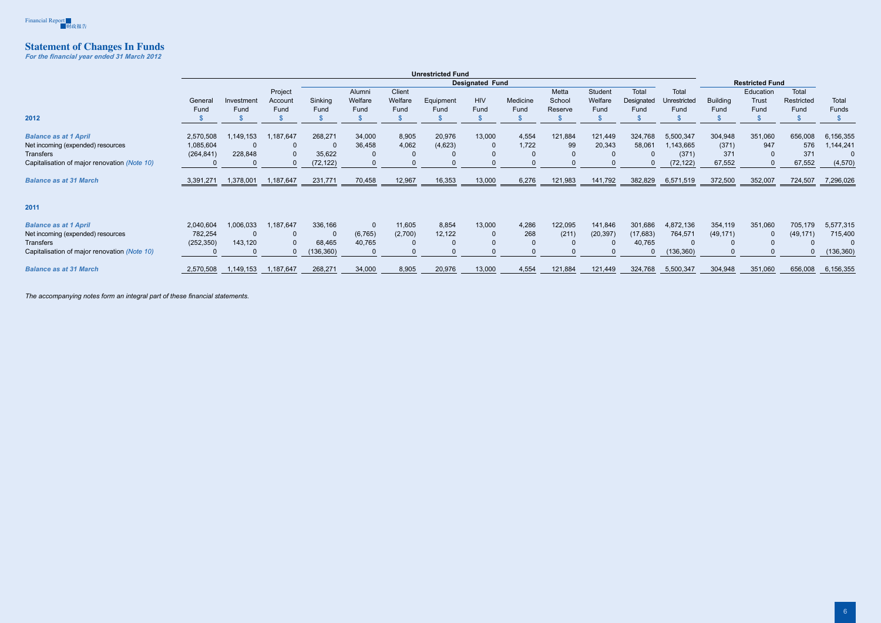# Statement of Changes In Funds

***For the financial year ended 31 March 2012***

| | Unrestricted Fund | | | | | | | | | | | | | | Restricted Fund | | | |
|---|---|---|---|---|---|---|---|---|---|---|---|---|---|---|---|---|---|---|
| | | | | Designated Fund | | | | | | | | | | | | | | |
| | General Fund | Investment Fund | Project Account Fund | Sinking Fund | Alumni Welfare Fund | Client Welfare Fund | Equipment Fund | HIV Fund | Medicine Fund | Metta School Reserve | Student Welfare Fund | Total Designated Fund | Total Unrestricted Fund | Building Fund | Education Trust Fund | Total Restricted Fund | Total Funds |
| **2012** | $ | $ | $ | $ | $ | $ | $ | $ | $ | $ | $ | $ | $ | $ | $ | $ | $ |
| ***Balance as at 1 April*** | 2,570,508 | 1,149,153 | 1,187,647 | 268,271 | 34,000 | 8,905 | 20,976 | 13,000 | 4,554 | 121,884 | 121,449 | 324,768 | 5,500,347 | 304,948 | 351,060 | 656,008 | 6,156,355 |
| Net incoming (expended) resources | 1,085,604 | 0 | 0 | 0 | 36,458 | 4,062 | (4,623) | 0 | 1,722 | 99 | 20,343 | 58,061 | 1,143,665 | (371) | 947 | 576 | 1,144,241 |
| Transfers | (264,841) | 228,848 | 0 | 35,622 | 0 | 0 | 0 | 0 | 0 | 0 | 0 | 0 | (371) | 371 | 0 | 371 | 0 |
| Capitalisation of major renovation *(Note 10)* | 0 | 0 | 0 | (72,122) | 0 | 0 | 0 | 0 | 0 | 0 | 0 | 0 | (72,122) | 67,552 | 0 | 67,552 | (4,570) |
| ***Balance as at 31 March*** | 3,391,271 | 1,378,001 | 1,187,647 | 231,771 | 70,458 | 12,967 | 16,353 | 13,000 | 6,276 | 121,983 | 141,792 | 382,829 | 6,571,519 | 372,500 | 352,007 | 724,507 | 7,296,026 |
| **2011** | | | | | | | | | | | | | | | | | |
| ***Balance as at 1 April*** | 2,040,604 | 1,006,033 | 1,187,647 | 336,166 | 0 | 11,605 | 8,854 | 13,000 | 4,286 | 122,095 | 141,846 | 301,686 | 4,872,136 | 354,119 | 351,060 | 705,179 | 5,577,315 |
| Net incoming (expended) resources | 782,254 | 0 | 0 | 0 | (6,765) | (2,700) | 12,122 | 0 | 268 | (211) | (20,397) | (17,683) | 764,571 | (49,171) | 0 | (49,171) | 715,400 |
| Transfers | (252,350) | 143,120 | 0 | 68,465 | 40,765 | 0 | 0 | 0 | 0 | 0 | 0 | 40,765 | 0 | 0 | 0 | 0 | 0 |
| Capitalisation of major renovation *(Note 10)* | 0 | 0 | 0 | (136,360) | 0 | 0 | 0 | 0 | 0 | 0 | 0 | 0 | (136,360) | 0 | 0 | 0 | (136,360) |
| ***Balance as at 31 March*** | 2,570,508 | 1,149,153 | 1,187,647 | 268,271 | 34,000 | 8,905 | 20,976 | 13,000 | 4,554 | 121,884 | 121,449 | 324,768 | 5,500,347 | 304,948 | 351,060 | 656,008 | 6,156,355 |

*The accompanying notes form an integral part of these financial statements.*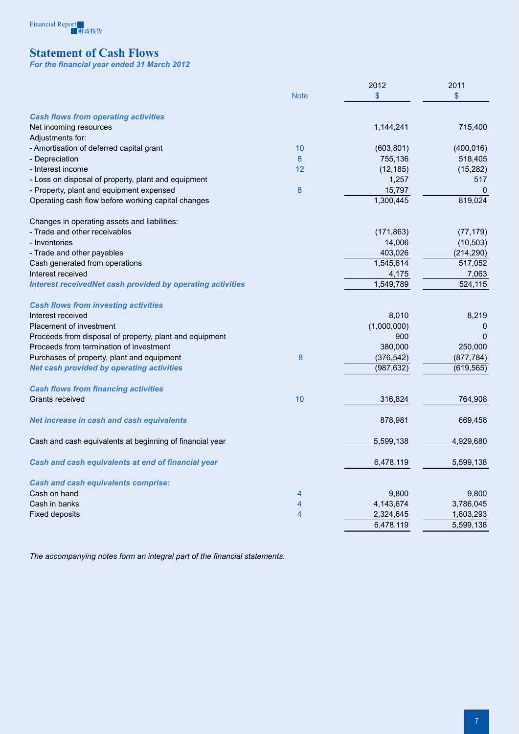# Statement of Cash Flows

*For the financial year ended 31 March 2012*

| | Note | 2012 $ | 2011 $ |
|---|---|---|---|
| ***Cash flows from operating activities*** | | | |
| Net incoming resources | | 1,144,241 | 715,400 |
| Adjustments for: | | | |
| - Amortisation of deferred capital grant | 10 | (603,801) | (400,016) |
| - Depreciation | 8 | 755,136 | 518,405 |
| - Interest income | 12 | (12,185) | (15,282) |
| - Loss on disposal of property, plant and equipment | | 1,257 | 517 |
| - Property, plant and equipment expensed | 8 | 15,797 | 0 |
| Operating cash flow before working capital changes | | 1,300,445 | 819,024 |
| | | | |
| Changes in operating assets and liabilities: | | | |
| - Trade and other receivables | | (171,863) | (77,179) |
| - Inventories | | 14,006 | (10,503) |
| - Trade and other payables | | 403,026 | (214,290) |
| Cash generated from operations | | 1,545,614 | 517,052 |
| Interest received | | 4,175 | 7,063 |
| ***Interest receivedNet cash provided by operating activities*** | | 1,549,789 | 524,115 |
| | | | |
| ***Cash flows from investing activities*** | | | |
| Interest received | | 8,010 | 8,219 |
| Placement of investment | | (1,000,000) | 0 |
| Proceeds from disposal of property, plant and equipment | | 900 | 0 |
| Proceeds from termination of investment | | 380,000 | 250,000 |
| Purchases of property, plant and equipment | 8 | (376,542) | (877,784) |
| ***Net cash provided by operating activities*** | | (987,632) | (619,565) |
| | | | |
| ***Cash flows from financing activities*** | | | |
| Grants received | 10 | 316,824 | 764,908 |
| | | | |
| ***Net increase in cash and cash equivalents*** | | 878,981 | 669,458 |
| | | | |
| Cash and cash equivalents at beginning of financial year | | 5,599,138 | 4,929,680 |
| | | | |
| ***Cash and cash equivalents at end of financial year*** | | 6,478,119 | 5,599,138 |
| | | | |
| ***Cash and cash equivalents comprise:*** | | | |
| Cash on hand | 4 | 9,800 | 9,800 |
| Cash in banks | 4 | 4,143,674 | 3,786,045 |
| Fixed deposits | 4 | 2,324,645 | 1,803,293 |
| | | 6,478,119 | 5,599,138 |

*The accompanying notes form an integral part of the financial statements.*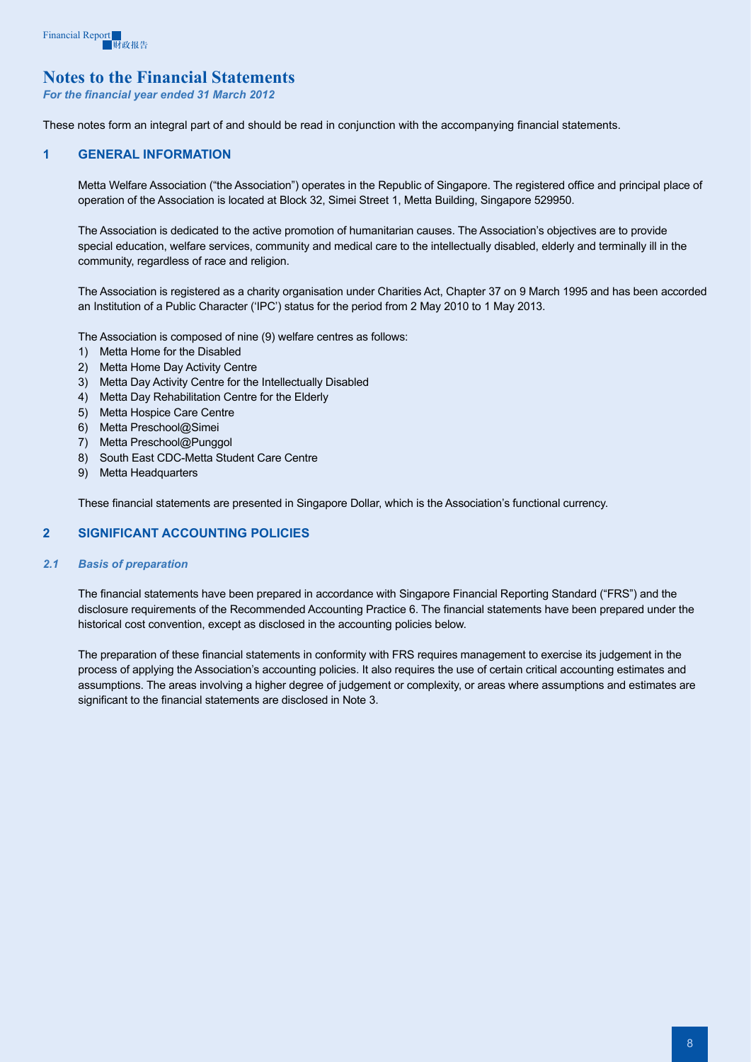# Notes to the Financial Statements

*For the financial year ended 31 March 2012*

These notes form an integral part of and should be read in conjunction with the accompanying financial statements.

## 1 GENERAL INFORMATION

Metta Welfare Association ("the Association") operates in the Republic of Singapore. The registered office and principal place of operation of the Association is located at Block 32, Simei Street 1, Metta Building, Singapore 529950.

The Association is dedicated to the active promotion of humanitarian causes. The Association's objectives are to provide special education, welfare services, community and medical care to the intellectually disabled, elderly and terminally ill in the community, regardless of race and religion.

The Association is registered as a charity organisation under Charities Act, Chapter 37 on 9 March 1995 and has been accorded an Institution of a Public Character ('IPC') status for the period from 2 May 2010 to 1 May 2013.

The Association is composed of nine (9) welfare centres as follows:

1) Metta Home for the Disabled
2) Metta Home Day Activity Centre
3) Metta Day Activity Centre for the Intellectually Disabled
4) Metta Day Rehabilitation Centre for the Elderly
5) Metta Hospice Care Centre
6) Metta Preschool@Simei
7) Metta Preschool@Punggol
8) South East CDC-Metta Student Care Centre
9) Metta Headquarters

These financial statements are presented in Singapore Dollar, which is the Association's functional currency.

## 2 SIGNIFICANT ACCOUNTING POLICIES

### *2.1 Basis of preparation*

The financial statements have been prepared in accordance with Singapore Financial Reporting Standard ("FRS") and the disclosure requirements of the Recommended Accounting Practice 6. The financial statements have been prepared under the historical cost convention, except as disclosed in the accounting policies below.

The preparation of these financial statements in conformity with FRS requires management to exercise its judgement in the process of applying the Association's accounting policies. It also requires the use of certain critical accounting estimates and assumptions. The areas involving a higher degree of judgement or complexity, or areas where assumptions and estimates are significant to the financial statements are disclosed in Note 3.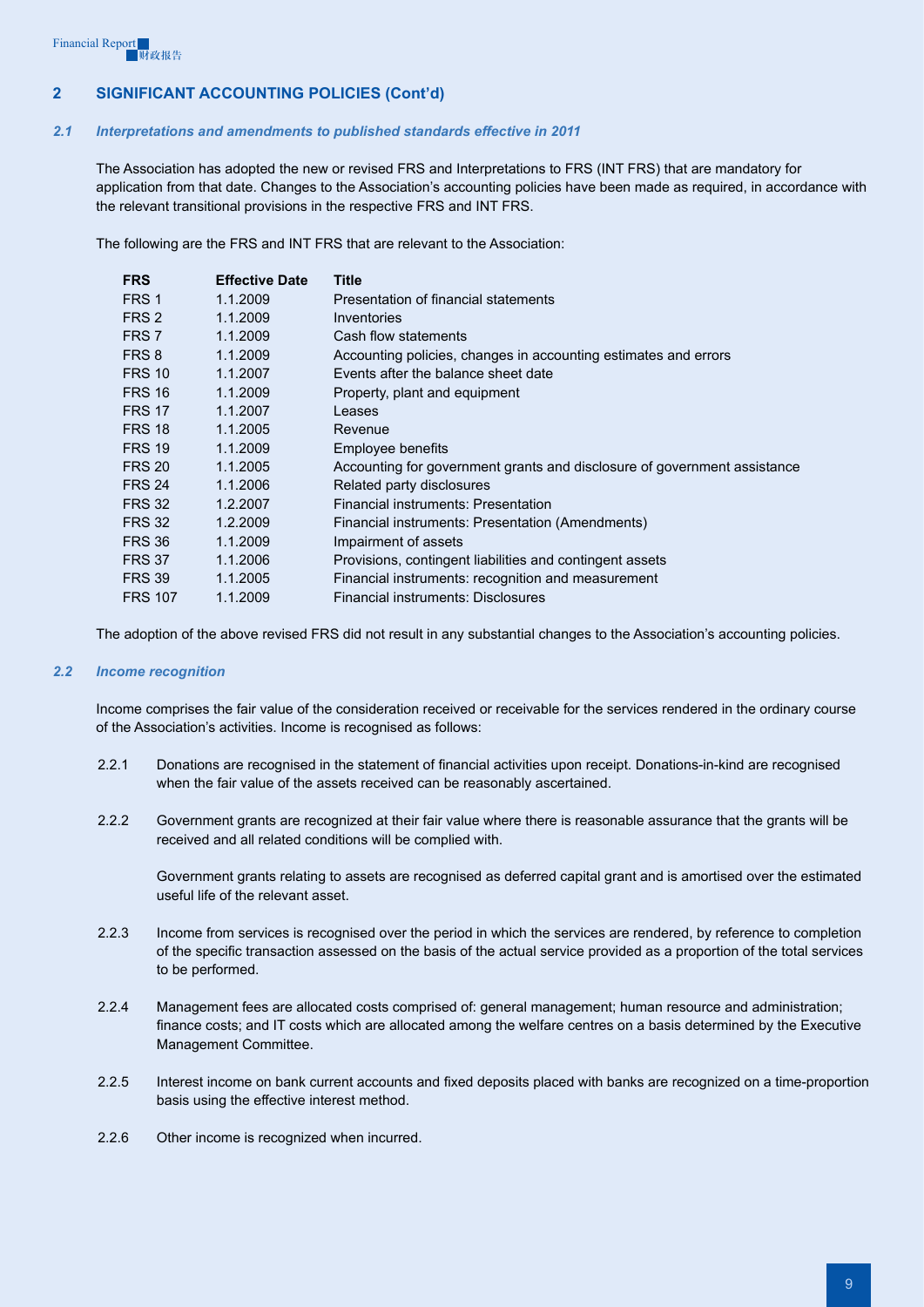## 2 SIGNIFICANT ACCOUNTING POLICIES (Cont'd)

### *2.1 Interpretations and amendments to published standards effective in 2011*

The Association has adopted the new or revised FRS and Interpretations to FRS (INT FRS) that are mandatory for application from that date. Changes to the Association's accounting policies have been made as required, in accordance with the relevant transitional provisions in the respective FRS and INT FRS.

The following are the FRS and INT FRS that are relevant to the Association:

| FRS | Effective Date | Title |
|---|---|---|
| FRS 1 | 1.1.2009 | Presentation of financial statements |
| FRS 2 | 1.1.2009 | Inventories |
| FRS 7 | 1.1.2009 | Cash flow statements |
| FRS 8 | 1.1.2009 | Accounting policies, changes in accounting estimates and errors |
| FRS 10 | 1.1.2007 | Events after the balance sheet date |
| FRS 16 | 1.1.2009 | Property, plant and equipment |
| FRS 17 | 1.1.2007 | Leases |
| FRS 18 | 1.1.2005 | Revenue |
| FRS 19 | 1.1.2009 | Employee benefits |
| FRS 20 | 1.1.2005 | Accounting for government grants and disclosure of government assistance |
| FRS 24 | 1.1.2006 | Related party disclosures |
| FRS 32 | 1.2.2007 | Financial instruments: Presentation |
| FRS 32 | 1.2.2009 | Financial instruments: Presentation (Amendments) |
| FRS 36 | 1.1.2009 | Impairment of assets |
| FRS 37 | 1.1.2006 | Provisions, contingent liabilities and contingent assets |
| FRS 39 | 1.1.2005 | Financial instruments: recognition and measurement |
| FRS 107 | 1.1.2009 | Financial instruments: Disclosures |

The adoption of the above revised FRS did not result in any substantial changes to the Association's accounting policies.

### *2.2 Income recognition*

Income comprises the fair value of the consideration received or receivable for the services rendered in the ordinary course of the Association's activities. Income is recognised as follows:

2.2.1 Donations are recognised in the statement of financial activities upon receipt. Donations-in-kind are recognised when the fair value of the assets received can be reasonably ascertained.

2.2.2 Government grants are recognized at their fair value where there is reasonable assurance that the grants will be received and all related conditions will be complied with.

Government grants relating to assets are recognised as deferred capital grant and is amortised over the estimated useful life of the relevant asset.

2.2.3 Income from services is recognised over the period in which the services are rendered, by reference to completion of the specific transaction assessed on the basis of the actual service provided as a proportion of the total services to be performed.

2.2.4 Management fees are allocated costs comprised of: general management; human resource and administration; finance costs; and IT costs which are allocated among the welfare centres on a basis determined by the Executive Management Committee.

2.2.5 Interest income on bank current accounts and fixed deposits placed with banks are recognized on a time-proportion basis using the effective interest method.

2.2.6 Other income is recognized when incurred.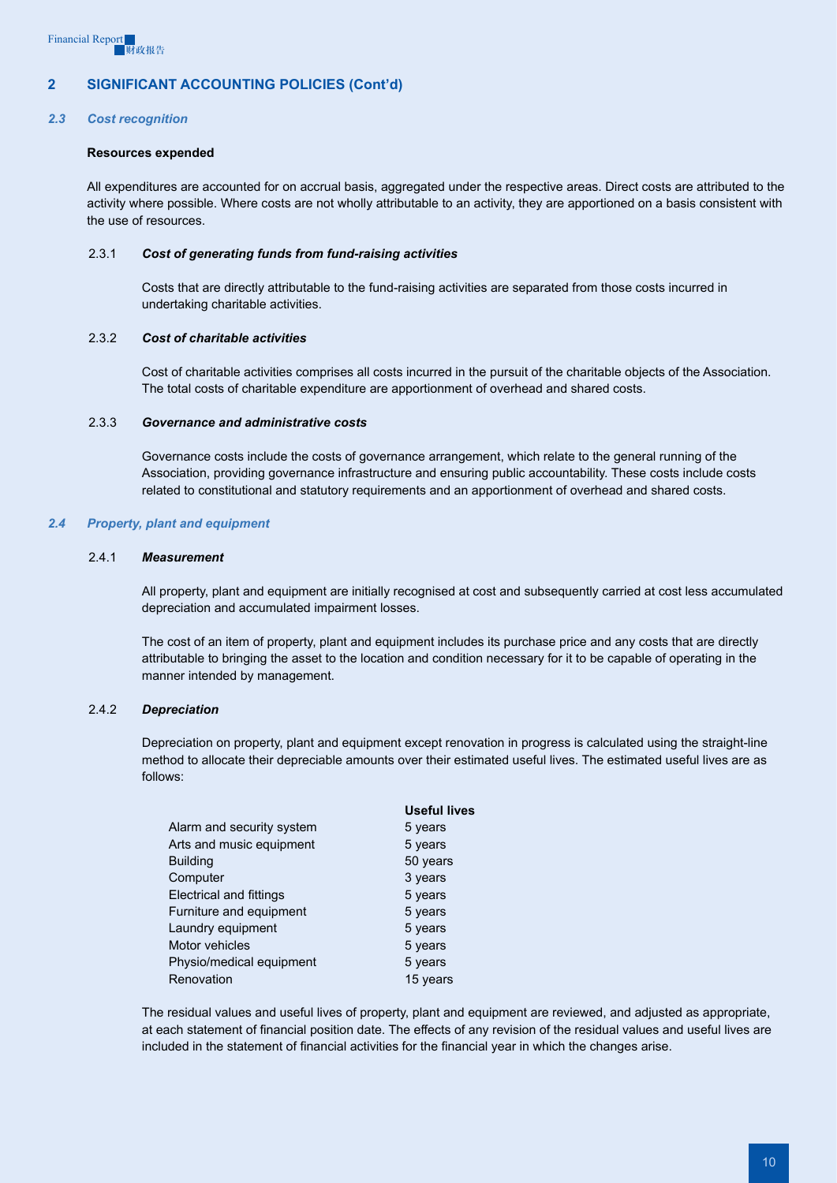## 2 SIGNIFICANT ACCOUNTING POLICIES (Cont'd)

### *2.3 Cost recognition*

**Resources expended**

All expenditures are accounted for on accrual basis, aggregated under the respective areas. Direct costs are attributed to the activity where possible. Where costs are not wholly attributable to an activity, they are apportioned on a basis consistent with the use of resources.

#### 2.3.1 *Cost of generating funds from fund-raising activities*

Costs that are directly attributable to the fund-raising activities are separated from those costs incurred in undertaking charitable activities.

#### 2.3.2 *Cost of charitable activities*

Cost of charitable activities comprises all costs incurred in the pursuit of the charitable objects of the Association. The total costs of charitable expenditure are apportionment of overhead and shared costs.

#### 2.3.3 *Governance and administrative costs*

Governance costs include the costs of governance arrangement, which relate to the general running of the Association, providing governance infrastructure and ensuring public accountability. These costs include costs related to constitutional and statutory requirements and an apportionment of overhead and shared costs.

### *2.4 Property, plant and equipment*

#### 2.4.1 *Measurement*

All property, plant and equipment are initially recognised at cost and subsequently carried at cost less accumulated depreciation and accumulated impairment losses.

The cost of an item of property, plant and equipment includes its purchase price and any costs that are directly attributable to bringing the asset to the location and condition necessary for it to be capable of operating in the manner intended by management.

#### 2.4.2 *Depreciation*

Depreciation on property, plant and equipment except renovation in progress is calculated using the straight-line method to allocate their depreciable amounts over their estimated useful lives. The estimated useful lives are as follows:

| | **Useful lives** |
|---|---|
| Alarm and security system | 5 years |
| Arts and music equipment | 5 years |
| Building | 50 years |
| Computer | 3 years |
| Electrical and fittings | 5 years |
| Furniture and equipment | 5 years |
| Laundry equipment | 5 years |
| Motor vehicles | 5 years |
| Physio/medical equipment | 5 years |
| Renovation | 15 years |

The residual values and useful lives of property, plant and equipment are reviewed, and adjusted as appropriate, at each statement of financial position date. The effects of any revision of the residual values and useful lives are included in the statement of financial activities for the financial year in which the changes arise.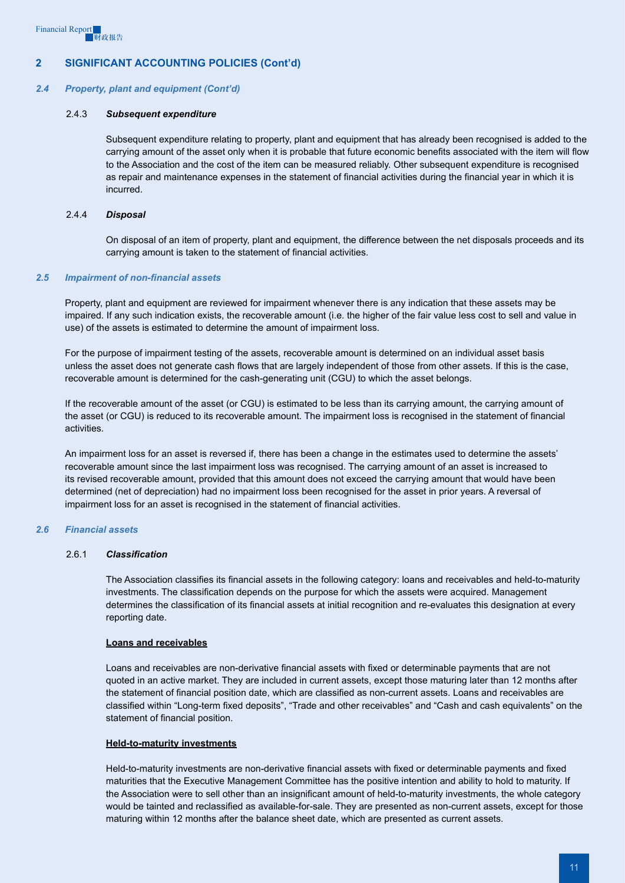## 2 SIGNIFICANT ACCOUNTING POLICIES (Cont'd)

### *2.4 Property, plant and equipment (Cont'd)*

#### 2.4.3 *Subsequent expenditure*

Subsequent expenditure relating to property, plant and equipment that has already been recognised is added to the carrying amount of the asset only when it is probable that future economic benefits associated with the item will flow to the Association and the cost of the item can be measured reliably. Other subsequent expenditure is recognised as repair and maintenance expenses in the statement of financial activities during the financial year in which it is incurred.

#### 2.4.4 *Disposal*

On disposal of an item of property, plant and equipment, the difference between the net disposals proceeds and its carrying amount is taken to the statement of financial activities.

### *2.5 Impairment of non-financial assets*

Property, plant and equipment are reviewed for impairment whenever there is any indication that these assets may be impaired. If any such indication exists, the recoverable amount (i.e. the higher of the fair value less cost to sell and value in use) of the assets is estimated to determine the amount of impairment loss.

For the purpose of impairment testing of the assets, recoverable amount is determined on an individual asset basis unless the asset does not generate cash flows that are largely independent of those from other assets. If this is the case, recoverable amount is determined for the cash-generating unit (CGU) to which the asset belongs.

If the recoverable amount of the asset (or CGU) is estimated to be less than its carrying amount, the carrying amount of the asset (or CGU) is reduced to its recoverable amount. The impairment loss is recognised in the statement of financial activities.

An impairment loss for an asset is reversed if, there has been a change in the estimates used to determine the assets' recoverable amount since the last impairment loss was recognised. The carrying amount of an asset is increased to its revised recoverable amount, provided that this amount does not exceed the carrying amount that would have been determined (net of depreciation) had no impairment loss been recognised for the asset in prior years. A reversal of impairment loss for an asset is recognised in the statement of financial activities.

### *2.6 Financial assets*

#### 2.6.1 *Classification*

The Association classifies its financial assets in the following category: loans and receivables and held-to-maturity investments. The classification depends on the purpose for which the assets were acquired. Management determines the classification of its financial assets at initial recognition and re-evaluates this designation at every reporting date.

**Loans and receivables**

Loans and receivables are non-derivative financial assets with fixed or determinable payments that are not quoted in an active market. They are included in current assets, except those maturing later than 12 months after the statement of financial position date, which are classified as non-current assets. Loans and receivables are classified within "Long-term fixed deposits", "Trade and other receivables" and "Cash and cash equivalents" on the statement of financial position.

**Held-to-maturity investments**

Held-to-maturity investments are non-derivative financial assets with fixed or determinable payments and fixed maturities that the Executive Management Committee has the positive intention and ability to hold to maturity. If the Association were to sell other than an insignificant amount of held-to-maturity investments, the whole category would be tainted and reclassified as available-for-sale. They are presented as non-current assets, except for those maturing within 12 months after the balance sheet date, which are presented as current assets.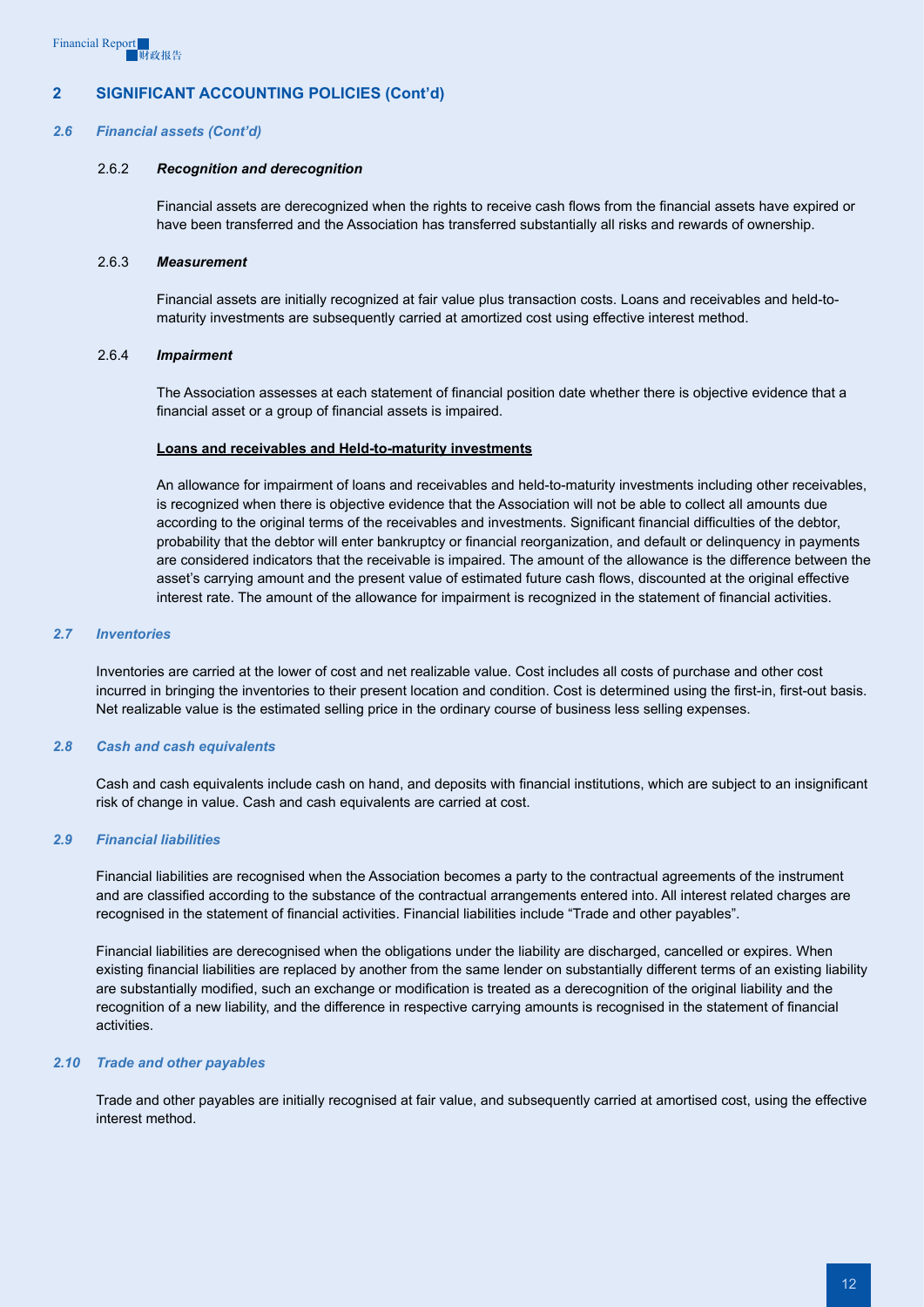## 2 SIGNIFICANT ACCOUNTING POLICIES (Cont'd)

### *2.6 Financial assets (Cont'd)*

#### 2.6.2 ***Recognition and derecognition***

Financial assets are derecognized when the rights to receive cash flows from the financial assets have expired or have been transferred and the Association has transferred substantially all risks and rewards of ownership.

#### 2.6.3 ***Measurement***

Financial assets are initially recognized at fair value plus transaction costs. Loans and receivables and held-to-maturity investments are subsequently carried at amortized cost using effective interest method.

#### 2.6.4 ***Impairment***

The Association assesses at each statement of financial position date whether there is objective evidence that a financial asset or a group of financial assets is impaired.

**Loans and receivables and Held-to-maturity investments**

An allowance for impairment of loans and receivables and held-to-maturity investments including other receivables, is recognized when there is objective evidence that the Association will not be able to collect all amounts due according to the original terms of the receivables and investments. Significant financial difficulties of the debtor, probability that the debtor will enter bankruptcy or financial reorganization, and default or delinquency in payments are considered indicators that the receivable is impaired. The amount of the allowance is the difference between the asset's carrying amount and the present value of estimated future cash flows, discounted at the original effective interest rate. The amount of the allowance for impairment is recognized in the statement of financial activities.

### *2.7 Inventories*

Inventories are carried at the lower of cost and net realizable value. Cost includes all costs of purchase and other cost incurred in bringing the inventories to their present location and condition. Cost is determined using the first-in, first-out basis. Net realizable value is the estimated selling price in the ordinary course of business less selling expenses.

### *2.8 Cash and cash equivalents*

Cash and cash equivalents include cash on hand, and deposits with financial institutions, which are subject to an insignificant risk of change in value. Cash and cash equivalents are carried at cost.

### *2.9 Financial liabilities*

Financial liabilities are recognised when the Association becomes a party to the contractual agreements of the instrument and are classified according to the substance of the contractual arrangements entered into. All interest related charges are recognised in the statement of financial activities. Financial liabilities include "Trade and other payables".

Financial liabilities are derecognised when the obligations under the liability are discharged, cancelled or expires. When existing financial liabilities are replaced by another from the same lender on substantially different terms of an existing liability are substantially modified, such an exchange or modification is treated as a derecognition of the original liability and the recognition of a new liability, and the difference in respective carrying amounts is recognised in the statement of financial activities.

### *2.10 Trade and other payables*

Trade and other payables are initially recognised at fair value, and subsequently carried at amortised cost, using the effective interest method.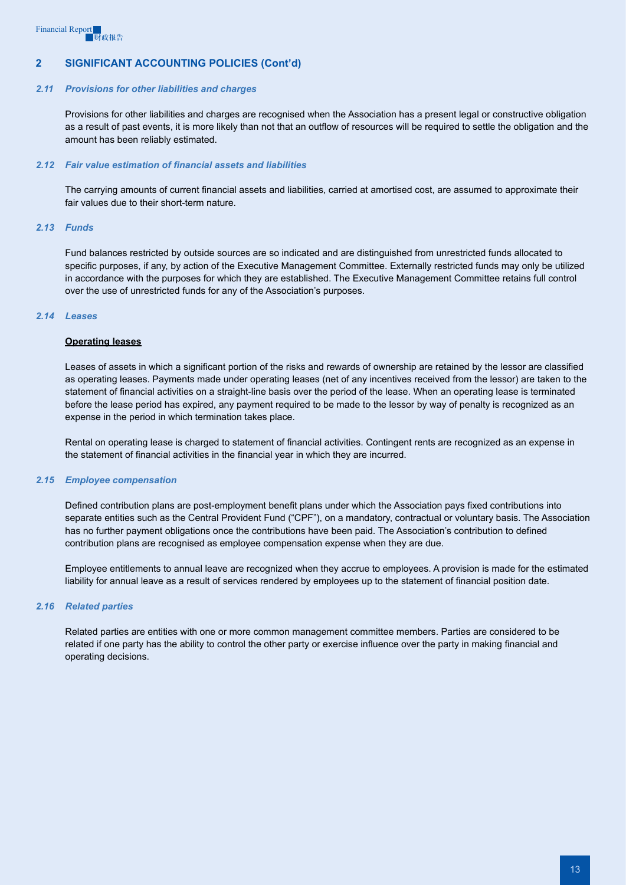## 2 SIGNIFICANT ACCOUNTING POLICIES (Cont'd)

### *2.11 Provisions for other liabilities and charges*

Provisions for other liabilities and charges are recognised when the Association has a present legal or constructive obligation as a result of past events, it is more likely than not that an outflow of resources will be required to settle the obligation and the amount has been reliably estimated.

### *2.12 Fair value estimation of financial assets and liabilities*

The carrying amounts of current financial assets and liabilities, carried at amortised cost, are assumed to approximate their fair values due to their short-term nature.

### *2.13 Funds*

Fund balances restricted by outside sources are so indicated and are distinguished from unrestricted funds allocated to specific purposes, if any, by action of the Executive Management Committee. Externally restricted funds may only be utilized in accordance with the purposes for which they are established. The Executive Management Committee retains full control over the use of unrestricted funds for any of the Association's purposes.

### *2.14 Leases*

**Operating leases**

Leases of assets in which a significant portion of the risks and rewards of ownership are retained by the lessor are classified as operating leases. Payments made under operating leases (net of any incentives received from the lessor) are taken to the statement of financial activities on a straight-line basis over the period of the lease. When an operating lease is terminated before the lease period has expired, any payment required to be made to the lessor by way of penalty is recognized as an expense in the period in which termination takes place.

Rental on operating lease is charged to statement of financial activities. Contingent rents are recognized as an expense in the statement of financial activities in the financial year in which they are incurred.

### *2.15 Employee compensation*

Defined contribution plans are post-employment benefit plans under which the Association pays fixed contributions into separate entities such as the Central Provident Fund ("CPF"), on a mandatory, contractual or voluntary basis. The Association has no further payment obligations once the contributions have been paid. The Association's contribution to defined contribution plans are recognised as employee compensation expense when they are due.

Employee entitlements to annual leave are recognized when they accrue to employees. A provision is made for the estimated liability for annual leave as a result of services rendered by employees up to the statement of financial position date.

### *2.16 Related parties*

Related parties are entities with one or more common management committee members. Parties are considered to be related if one party has the ability to control the other party or exercise influence over the party in making financial and operating decisions.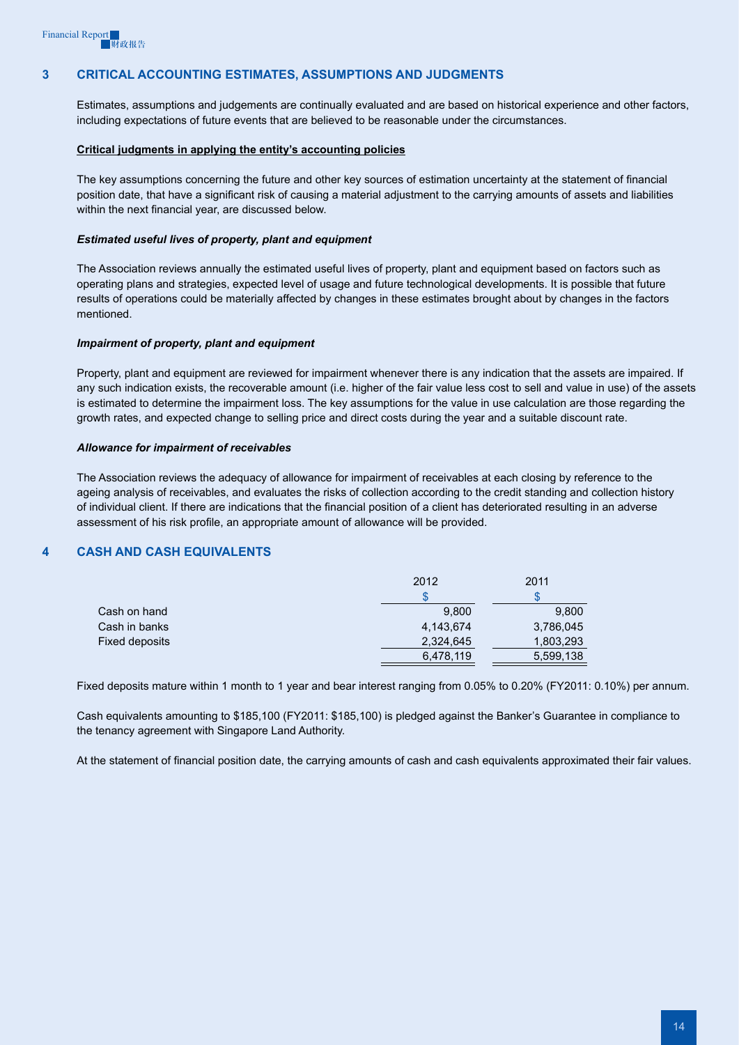## 3 CRITICAL ACCOUNTING ESTIMATES, ASSUMPTIONS AND JUDGMENTS

Estimates, assumptions and judgements are continually evaluated and are based on historical experience and other factors, including expectations of future events that are believed to be reasonable under the circumstances.

**Critical judgments in applying the entity's accounting policies**

The key assumptions concerning the future and other key sources of estimation uncertainty at the statement of financial position date, that have a significant risk of causing a material adjustment to the carrying amounts of assets and liabilities within the next financial year, are discussed below.

***Estimated useful lives of property, plant and equipment***

The Association reviews annually the estimated useful lives of property, plant and equipment based on factors such as operating plans and strategies, expected level of usage and future technological developments. It is possible that future results of operations could be materially affected by changes in these estimates brought about by changes in the factors mentioned.

***Impairment of property, plant and equipment***

Property, plant and equipment are reviewed for impairment whenever there is any indication that the assets are impaired. If any such indication exists, the recoverable amount (i.e. higher of the fair value less cost to sell and value in use) of the assets is estimated to determine the impairment loss. The key assumptions for the value in use calculation are those regarding the growth rates, and expected change to selling price and direct costs during the year and a suitable discount rate.

***Allowance for impairment of receivables***

The Association reviews the adequacy of allowance for impairment of receivables at each closing by reference to the ageing analysis of receivables, and evaluates the risks of collection according to the credit standing and collection history of individual client. If there are indications that the financial position of a client has deteriorated resulting in an adverse assessment of his risk profile, an appropriate amount of allowance will be provided.

## 4 CASH AND CASH EQUIVALENTS

| | 2012 | 2011 |
|---|---|---|
| | $ | $ |
| Cash on hand | 9,800 | 9,800 |
| Cash in banks | 4,143,674 | 3,786,045 |
| Fixed deposits | 2,324,645 | 1,803,293 |
| | 6,478,119 | 5,599,138 |

Fixed deposits mature within 1 month to 1 year and bear interest ranging from 0.05% to 0.20% (FY2011: 0.10%) per annum.

Cash equivalents amounting to $185,100 (FY2011: $185,100) is pledged against the Banker's Guarantee in compliance to the tenancy agreement with Singapore Land Authority.

At the statement of financial position date, the carrying amounts of cash and cash equivalents approximated their fair values.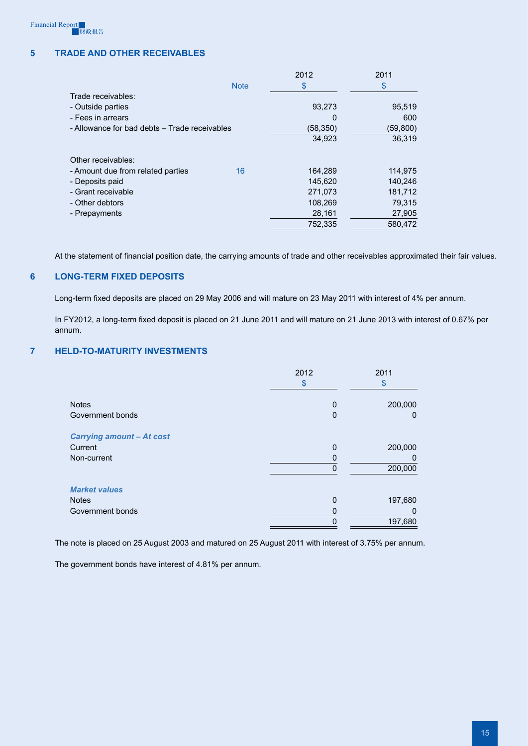## 5 TRADE AND OTHER RECEIVABLES

| | Note | 2012<br>$ | 2011<br>$ |
|---|---|---|---|
| Trade receivables: | | | |
| - Outside parties | | 93,273 | 95,519 |
| - Fees in arrears | | 0 | 600 |
| - Allowance for bad debts – Trade receivables | | (58,350) | (59,800) |
| | | 34,923 | 36,319 |
| Other receivables: | | | |
| - Amount due from related parties | 16 | 164,289 | 114,975 |
| - Deposits paid | | 145,620 | 140,246 |
| - Grant receivable | | 271,073 | 181,712 |
| - Other debtors | | 108,269 | 79,315 |
| - Prepayments | | 28,161 | 27,905 |
| | | 752,335 | 580,472 |

At the statement of financial position date, the carrying amounts of trade and other receivables approximated their fair values.

## 6 LONG-TERM FIXED DEPOSITS

Long-term fixed deposits are placed on 29 May 2006 and will mature on 23 May 2011 with interest of 4% per annum.

In FY2012, a long-term fixed deposit is placed on 21 June 2011 and will mature on 21 June 2013 with interest of 0.67% per annum.

## 7 HELD-TO-MATURITY INVESTMENTS

| | 2012<br>$ | 2011<br>$ |
|---|---|---|
| Notes | 0 | 200,000 |
| Government bonds | 0 | 0 |
| ***Carrying amount – At cost*** | | |
| Current | 0 | 200,000 |
| Non-current | 0 | 0 |
| | 0 | 200,000 |
| ***Market values*** | | |
| Notes | 0 | 197,680 |
| Government bonds | 0 | 0 |
| | 0 | 197,680 |

The note is placed on 25 August 2003 and matured on 25 August 2011 with interest of 3.75% per annum.

The government bonds have interest of 4.81% per annum.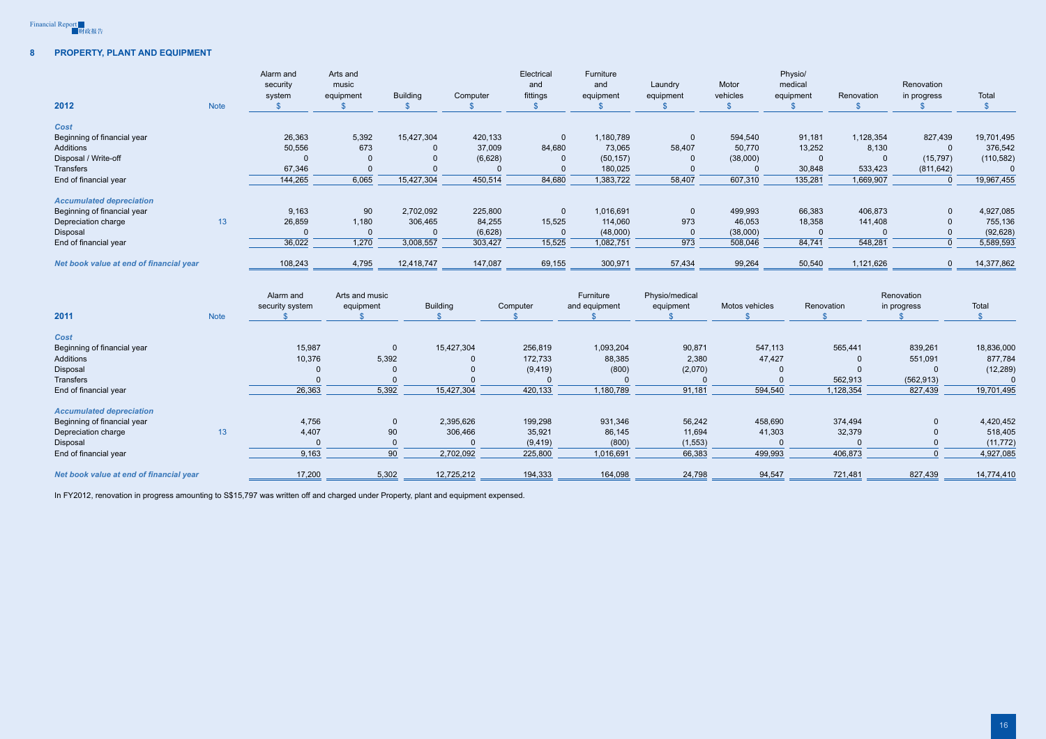## 8 PROPERTY, PLANT AND EQUIPMENT

| 2012 | Note | Alarm and security system $ | Arts and music equipment $ | Building $ | Computer $ | Electrical and fittings $ | Furniture and equipment $ | Laundry equipment $ | Motor vehicles $ | Physio/ medical equipment $ | Renovation $ | Renovation in progress $ | Total $ |
|---|---|---|---|---|---|---|---|---|---|---|---|---|---|
| ***Cost*** | | | | | | | | | | | | | |
| Beginning of financial year | | 26,363 | 5,392 | 15,427,304 | 420,133 | 0 | 1,180,789 | 0 | 594,540 | 91,181 | 1,128,354 | 827,439 | 19,701,495 |
| Additions | | 50,556 | 673 | 0 | 37,009 | 84,680 | 73,065 | 58,407 | 50,770 | 13,252 | 8,130 | 0 | 376,542 |
| Disposal / Write-off | | 0 | 0 | 0 | (6,628) | 0 | (50,157) | 0 | (38,000) | 0 | 0 | (15,797) | (110,582) |
| Transfers | | 67,346 | 0 | 0 | 0 | 0 | 180,025 | 0 | 0 | 30,848 | 533,423 | (811,642) | 0 |
| End of financial year | | 144,265 | 6,065 | 15,427,304 | 450,514 | 84,680 | 1,383,722 | 58,407 | 607,310 | 135,281 | 1,669,907 | 0 | 19,967,455 |
| ***Accumulated depreciation*** | | | | | | | | | | | | | |
| Beginning of financial year | | 9,163 | 90 | 2,702,092 | 225,800 | 0 | 1,016,691 | 0 | 499,993 | 66,383 | 406,873 | 0 | 4,927,085 |
| Depreciation charge | 13 | 26,859 | 1,180 | 306,465 | 84,255 | 15,525 | 114,060 | 973 | 46,053 | 18,358 | 141,408 | 0 | 755,136 |
| Disposal | | 0 | 0 | 0 | (6,628) | 0 | (48,000) | 0 | (38,000) | 0 | 0 | 0 | (92,628) |
| End of financial year | | 36,022 | 1,270 | 3,008,557 | 303,427 | 15,525 | 1,082,751 | 973 | 508,046 | 84,741 | 548,281 | 0 | 5,589,593 |
| ***Net book value at end of financial year*** | | 108,243 | 4,795 | 12,418,747 | 147,087 | 69,155 | 300,971 | 57,434 | 99,264 | 50,540 | 1,121,626 | 0 | 14,377,862 |

| 2011 | Note | Alarm and security system $ | Arts and music equipment $ | Building $ | Computer $ | Furniture and equipment $ | Physio/medical equipment $ | Motos vehicles $ | Renovation $ | Renovation in progress $ | Total $ |
|---|---|---|---|---|---|---|---|---|---|---|---|
| ***Cost*** | | | | | | | | | | | |
| Beginning of financial year | | 15,987 | 0 | 15,427,304 | 256,819 | 1,093,204 | 90,871 | 547,113 | 565,441 | 839,261 | 18,836,000 |
| Additions | | 10,376 | 5,392 | 0 | 172,733 | 88,385 | 2,380 | 47,427 | 0 | 551,091 | 877,784 |
| Disposal | | 0 | 0 | 0 | (9,419) | (800) | (2,070) | 0 | 0 | 0 | (12,289) |
| Transfers | | 0 | 0 | 0 | 0 | 0 | 0 | 0 | 562,913 | (562,913) | 0 |
| End of financial year | | 26,363 | 5,392 | 15,427,304 | 420,133 | 1,180,789 | 91,181 | 594,540 | 1,128,354 | 827,439 | 19,701,495 |
| ***Accumulated depreciation*** | | | | | | | | | | | |
| Beginning of financial year | | 4,756 | 0 | 2,395,626 | 199,298 | 931,346 | 56,242 | 458,690 | 374,494 | 0 | 4,420,452 |
| Depreciation charge | 13 | 4,407 | 90 | 306,466 | 35,921 | 86,145 | 11,694 | 41,303 | 32,379 | 0 | 518,405 |
| Disposal | | 0 | 0 | 0 | (9,419) | (800) | (1,553) | 0 | 0 | 0 | (11,772) |
| End of financial year | | 9,163 | 90 | 2,702,092 | 225,800 | 1,016,691 | 66,383 | 499,993 | 406,873 | 0 | 4,927,085 |
| ***Net book value at end of financial year*** | | 17,200 | 5,302 | 12,725,212 | 194,333 | 164,098 | 24,798 | 94,547 | 721,481 | 827,439 | 14,774,410 |

In FY2012, renovation in progress amounting to S$15,797 was written off and charged under Property, plant and equipment expensed.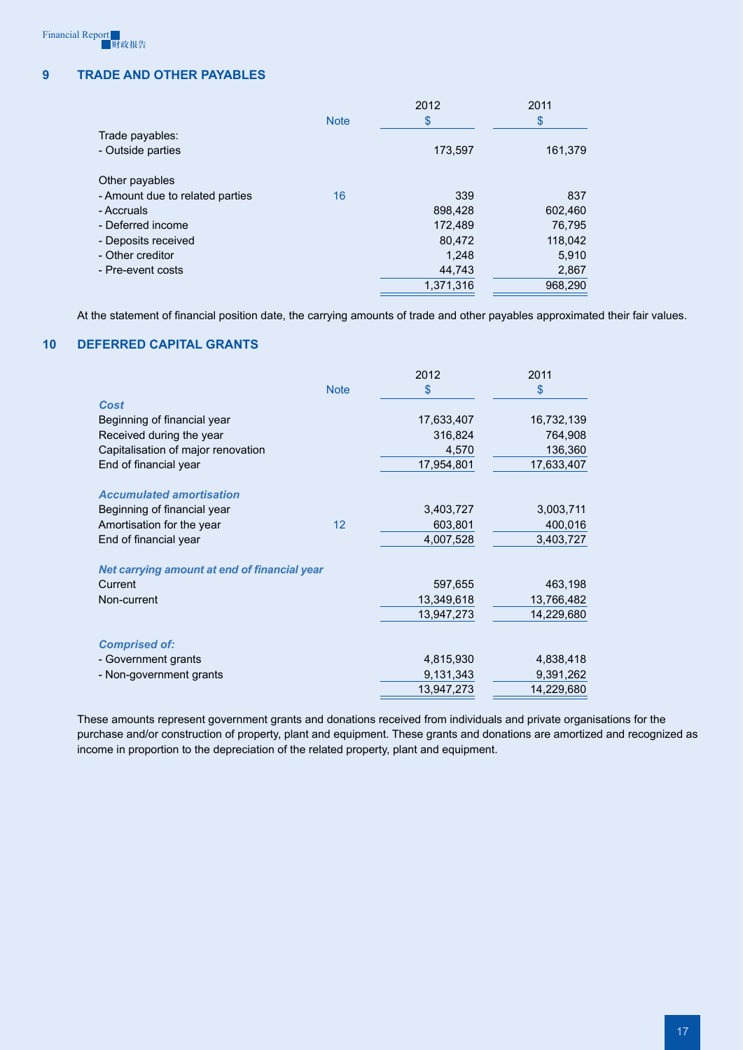## 9 TRADE AND OTHER PAYABLES

| | Note | 2012<br>$ | 2011<br>$ |
|---|---|---|---|
| Trade payables: | | | |
| - Outside parties | | 173,597 | 161,379 |
| | | | |
| Other payables | | | |
| - Amount due to related parties | 16 | 339 | 837 |
| - Accruals | | 898,428 | 602,460 |
| - Deferred income | | 172,489 | 76,795 |
| - Deposits received | | 80,472 | 118,042 |
| - Other creditor | | 1,248 | 5,910 |
| - Pre-event costs | | 44,743 | 2,867 |
| | | 1,371,316 | 968,290 |

At the statement of financial position date, the carrying amounts of trade and other payables approximated their fair values.

## 10 DEFERRED CAPITAL GRANTS

| | Note | 2012<br>$ | 2011<br>$ |
|---|---|---|---|
| ***Cost*** | | | |
| Beginning of financial year | | 17,633,407 | 16,732,139 |
| Received during the year | | 316,824 | 764,908 |
| Capitalisation of major renovation | | 4,570 | 136,360 |
| End of financial year | | 17,954,801 | 17,633,407 |
| | | | |
| ***Accumulated amortisation*** | | | |
| Beginning of financial year | | 3,403,727 | 3,003,711 |
| Amortisation for the year | 12 | 603,801 | 400,016 |
| End of financial year | | 4,007,528 | 3,403,727 |
| | | | |
| ***Net carrying amount at end of financial year*** | | | |
| Current | | 597,655 | 463,198 |
| Non-current | | 13,349,618 | 13,766,482 |
| | | 13,947,273 | 14,229,680 |
| | | | |
| ***Comprised of:*** | | | |
| - Government grants | | 4,815,930 | 4,838,418 |
| - Non-government grants | | 9,131,343 | 9,391,262 |
| | | 13,947,273 | 14,229,680 |

These amounts represent government grants and donations received from individuals and private organisations for the purchase and/or construction of property, plant and equipment. These grants and donations are amortized and recognized as income in proportion to the depreciation of the related property, plant and equipment.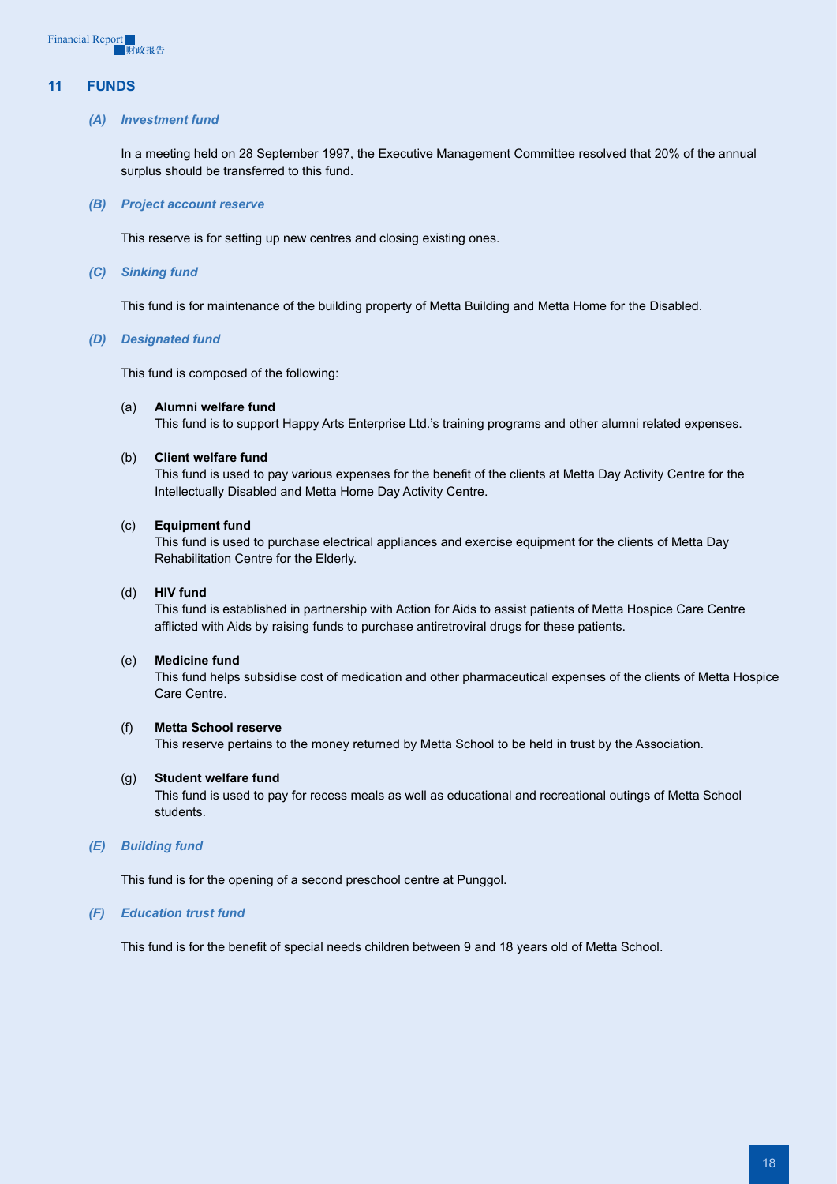## 11 FUNDS

### *(A) Investment fund*

In a meeting held on 28 September 1997, the Executive Management Committee resolved that 20% of the annual surplus should be transferred to this fund.

### *(B) Project account reserve*

This reserve is for setting up new centres and closing existing ones.

### *(C) Sinking fund*

This fund is for maintenance of the building property of Metta Building and Metta Home for the Disabled.

### *(D) Designated fund*

This fund is composed of the following:

(a) **Alumni welfare fund**
This fund is to support Happy Arts Enterprise Ltd.'s training programs and other alumni related expenses.

(b) **Client welfare fund**
This fund is used to pay various expenses for the benefit of the clients at Metta Day Activity Centre for the Intellectually Disabled and Metta Home Day Activity Centre.

(c) **Equipment fund**
This fund is used to purchase electrical appliances and exercise equipment for the clients of Metta Day Rehabilitation Centre for the Elderly.

(d) **HIV fund**
This fund is established in partnership with Action for Aids to assist patients of Metta Hospice Care Centre afflicted with Aids by raising funds to purchase antiretroviral drugs for these patients.

(e) **Medicine fund**
This fund helps subsidise cost of medication and other pharmaceutical expenses of the clients of Metta Hospice Care Centre.

(f) **Metta School reserve**
This reserve pertains to the money returned by Metta School to be held in trust by the Association.

(g) **Student welfare fund**
This fund is used to pay for recess meals as well as educational and recreational outings of Metta School students.

### *(E) Building fund*

This fund is for the opening of a second preschool centre at Punggol.

### *(F) Education trust fund*

This fund is for the benefit of special needs children between 9 and 18 years old of Metta School.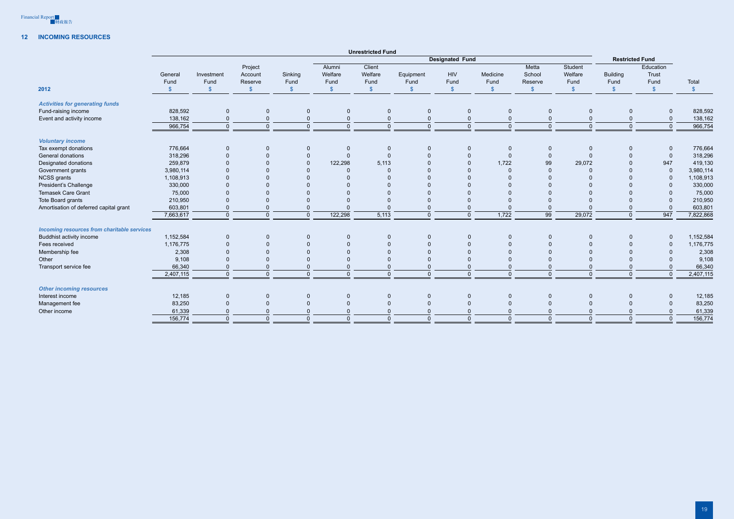## 12 INCOMING RESOURCES

| 2012 | Unrestricted Fund | | | | | | | | | | | Restricted Fund | | |
|---|---|---|---|---|---|---|---|---|---|---|---|---|---|---|
| | | | | | Designated Fund | | | | | | | | | |
| | General Fund | Investment Fund | Project Account Reserve | Sinking Fund | Alumni Welfare Fund | Client Welfare Fund | Equipment Fund | HIV Fund | Medicine Fund | Metta School Reserve | Student Welfare Fund | Building Fund | Education Trust Fund | Total |
| | $ | $ | $ | $ | $ | $ | $ | $ | $ | $ | $ | $ | $ | $ |
| ***Activities for generating funds*** | | | | | | | | | | | | | | |
| Fund-raising income | 828,592 | 0 | 0 | 0 | 0 | 0 | 0 | 0 | 0 | 0 | 0 | 0 | 0 | 828,592 |
| Event and activity income | 138,162 | 0 | 0 | 0 | 0 | 0 | 0 | 0 | 0 | 0 | 0 | 0 | 0 | 138,162 |
| | 966,754 | 0 | 0 | 0 | 0 | 0 | 0 | 0 | 0 | 0 | 0 | 0 | 0 | 966,754 |
| ***Voluntary income*** | | | | | | | | | | | | | | |
| Tax exempt donations | 776,664 | 0 | 0 | 0 | 0 | 0 | 0 | 0 | 0 | 0 | 0 | 0 | 0 | 776,664 |
| General donations | 318,296 | 0 | 0 | 0 | 0 | 0 | 0 | 0 | 0 | 0 | 0 | 0 | 0 | 318,296 |
| Designated donations | 259,879 | 0 | 0 | 0 | 122,298 | 5,113 | 0 | 0 | 1,722 | 99 | 29,072 | 0 | 947 | 419,130 |
| Government grants | 3,980,114 | 0 | 0 | 0 | 0 | 0 | 0 | 0 | 0 | 0 | 0 | 0 | 0 | 3,980,114 |
| NCSS grants | 1,108,913 | 0 | 0 | 0 | 0 | 0 | 0 | 0 | 0 | 0 | 0 | 0 | 0 | 1,108,913 |
| President's Challenge | 330,000 | 0 | 0 | 0 | 0 | 0 | 0 | 0 | 0 | 0 | 0 | 0 | 0 | 330,000 |
| Temasek Care Grant | 75,000 | 0 | 0 | 0 | 0 | 0 | 0 | 0 | 0 | 0 | 0 | 0 | 0 | 75,000 |
| Tote Board grants | 210,950 | 0 | 0 | 0 | 0 | 0 | 0 | 0 | 0 | 0 | 0 | 0 | 0 | 210,950 |
| Amortisation of deferred capital grant | 603,801 | 0 | 0 | 0 | 0 | 0 | 0 | 0 | 0 | 0 | 0 | 0 | 0 | 603,801 |
| | 7,663,617 | 0 | 0 | 0 | 122,298 | 5,113 | 0 | 0 | 1,722 | 99 | 29,072 | 0 | 947 | 7,822,868 |
| ***Incoming resources from charitable services*** | | | | | | | | | | | | | | |
| Buddhist activity income | 1,152,584 | 0 | 0 | 0 | 0 | 0 | 0 | 0 | 0 | 0 | 0 | 0 | 0 | 1,152,584 |
| Fees received | 1,176,775 | 0 | 0 | 0 | 0 | 0 | 0 | 0 | 0 | 0 | 0 | 0 | 0 | 1,176,775 |
| Membership fee | 2,308 | 0 | 0 | 0 | 0 | 0 | 0 | 0 | 0 | 0 | 0 | 0 | 0 | 2,308 |
| Other | 9,108 | 0 | 0 | 0 | 0 | 0 | 0 | 0 | 0 | 0 | 0 | 0 | 0 | 9,108 |
| Transport service fee | 66,340 | 0 | 0 | 0 | 0 | 0 | 0 | 0 | 0 | 0 | 0 | 0 | 0 | 66,340 |
| | 2,407,115 | 0 | 0 | 0 | 0 | 0 | 0 | 0 | 0 | 0 | 0 | 0 | 0 | 2,407,115 |
| ***Other incoming resources*** | | | | | | | | | | | | | | |
| Interest income | 12,185 | 0 | 0 | 0 | 0 | 0 | 0 | 0 | 0 | 0 | 0 | 0 | 0 | 12,185 |
| Management fee | 83,250 | 0 | 0 | 0 | 0 | 0 | 0 | 0 | 0 | 0 | 0 | 0 | 0 | 83,250 |
| Other income | 61,339 | 0 | 0 | 0 | 0 | 0 | 0 | 0 | 0 | 0 | 0 | 0 | 0 | 61,339 |
| | 156,774 | 0 | 0 | 0 | 0 | 0 | 0 | 0 | 0 | 0 | 0 | 0 | 0 | 156,774 |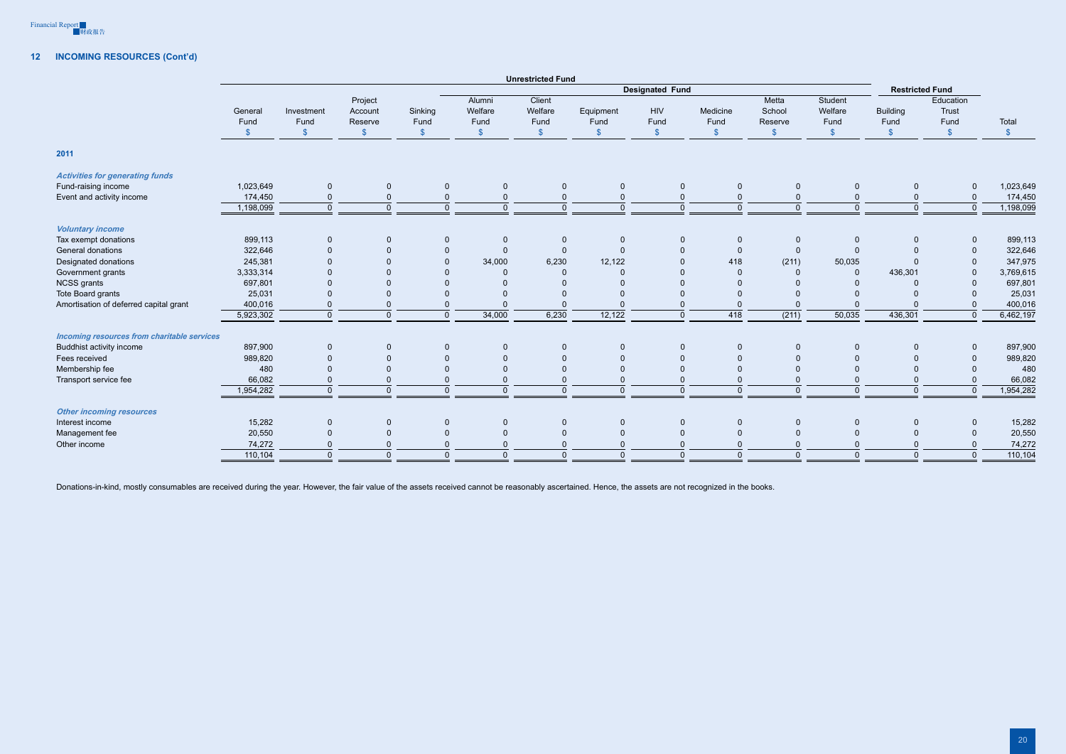## 12 INCOMING RESOURCES (Cont'd)

| | Unrestricted Fund | | | | | | | | | | | Restricted Fund | | |
|---|---|---|---|---|---|---|---|---|---|---|---|---|---|---|
| | | | | | Designated Fund | | | | | | | | | |
| | General Fund $ | Investment Fund $ | Project Account Reserve $ | Sinking Fund $ | Alumni Welfare Fund $ | Client Welfare Fund $ | Equipment Fund $ | HIV Fund $ | Medicine Fund $ | Metta School Reserve $ | Student Welfare Fund $ | Building Fund $ | Education Trust Fund $ | Total $ |
| **2011** | | | | | | | | | | | | | | |
| ***Activities for generating funds*** | | | | | | | | | | | | | | |
| Fund-raising income | 1,023,649 | 0 | 0 | 0 | 0 | 0 | 0 | 0 | 0 | 0 | 0 | 0 | 0 | 1,023,649 |
| Event and activity income | 174,450 | 0 | 0 | 0 | 0 | 0 | 0 | 0 | 0 | 0 | 0 | 0 | 0 | 174,450 |
| | 1,198,099 | 0 | 0 | 0 | 0 | 0 | 0 | 0 | 0 | 0 | 0 | 0 | 0 | 1,198,099 |
| ***Voluntary income*** | | | | | | | | | | | | | | |
| Tax exempt donations | 899,113 | 0 | 0 | 0 | 0 | 0 | 0 | 0 | 0 | 0 | 0 | 0 | 0 | 899,113 |
| General donations | 322,646 | 0 | 0 | 0 | 0 | 0 | 0 | 0 | 0 | 0 | 0 | 0 | 0 | 322,646 |
| Designated donations | 245,381 | 0 | 0 | 0 | 34,000 | 6,230 | 12,122 | 0 | 418 | (211) | 50,035 | 0 | 0 | 347,975 |
| Government grants | 3,333,314 | 0 | 0 | 0 | 0 | 0 | 0 | 0 | 0 | 0 | 0 | 436,301 | 0 | 3,769,615 |
| NCSS grants | 697,801 | 0 | 0 | 0 | 0 | 0 | 0 | 0 | 0 | 0 | 0 | 0 | 0 | 697,801 |
| Tote Board grants | 25,031 | 0 | 0 | 0 | 0 | 0 | 0 | 0 | 0 | 0 | 0 | 0 | 0 | 25,031 |
| Amortisation of deferred capital grant | 400,016 | 0 | 0 | 0 | 0 | 0 | 0 | 0 | 0 | 0 | 0 | 0 | 0 | 400,016 |
| | 5,923,302 | 0 | 0 | 0 | 34,000 | 6,230 | 12,122 | 0 | 418 | (211) | 50,035 | 436,301 | 0 | 6,462,197 |
| ***Incoming resources from charitable services*** | | | | | | | | | | | | | | |
| Buddhist activity income | 897,900 | 0 | 0 | 0 | 0 | 0 | 0 | 0 | 0 | 0 | 0 | 0 | 0 | 897,900 |
| Fees received | 989,820 | 0 | 0 | 0 | 0 | 0 | 0 | 0 | 0 | 0 | 0 | 0 | 0 | 989,820 |
| Membership fee | 480 | 0 | 0 | 0 | 0 | 0 | 0 | 0 | 0 | 0 | 0 | 0 | 0 | 480 |
| Transport service fee | 66,082 | 0 | 0 | 0 | 0 | 0 | 0 | 0 | 0 | 0 | 0 | 0 | 0 | 66,082 |
| | 1,954,282 | 0 | 0 | 0 | 0 | 0 | 0 | 0 | 0 | 0 | 0 | 0 | 0 | 1,954,282 |
| ***Other incoming resources*** | | | | | | | | | | | | | | |
| Interest income | 15,282 | 0 | 0 | 0 | 0 | 0 | 0 | 0 | 0 | 0 | 0 | 0 | 0 | 15,282 |
| Management fee | 20,550 | 0 | 0 | 0 | 0 | 0 | 0 | 0 | 0 | 0 | 0 | 0 | 0 | 20,550 |
| Other income | 74,272 | 0 | 0 | 0 | 0 | 0 | 0 | 0 | 0 | 0 | 0 | 0 | 0 | 74,272 |
| | 110,104 | 0 | 0 | 0 | 0 | 0 | 0 | 0 | 0 | 0 | 0 | 0 | 0 | 110,104 |

Donations-in-kind, mostly consumables are received during the year. However, the fair value of the assets received cannot be reasonably ascertained. Hence, the assets are not recognized in the books.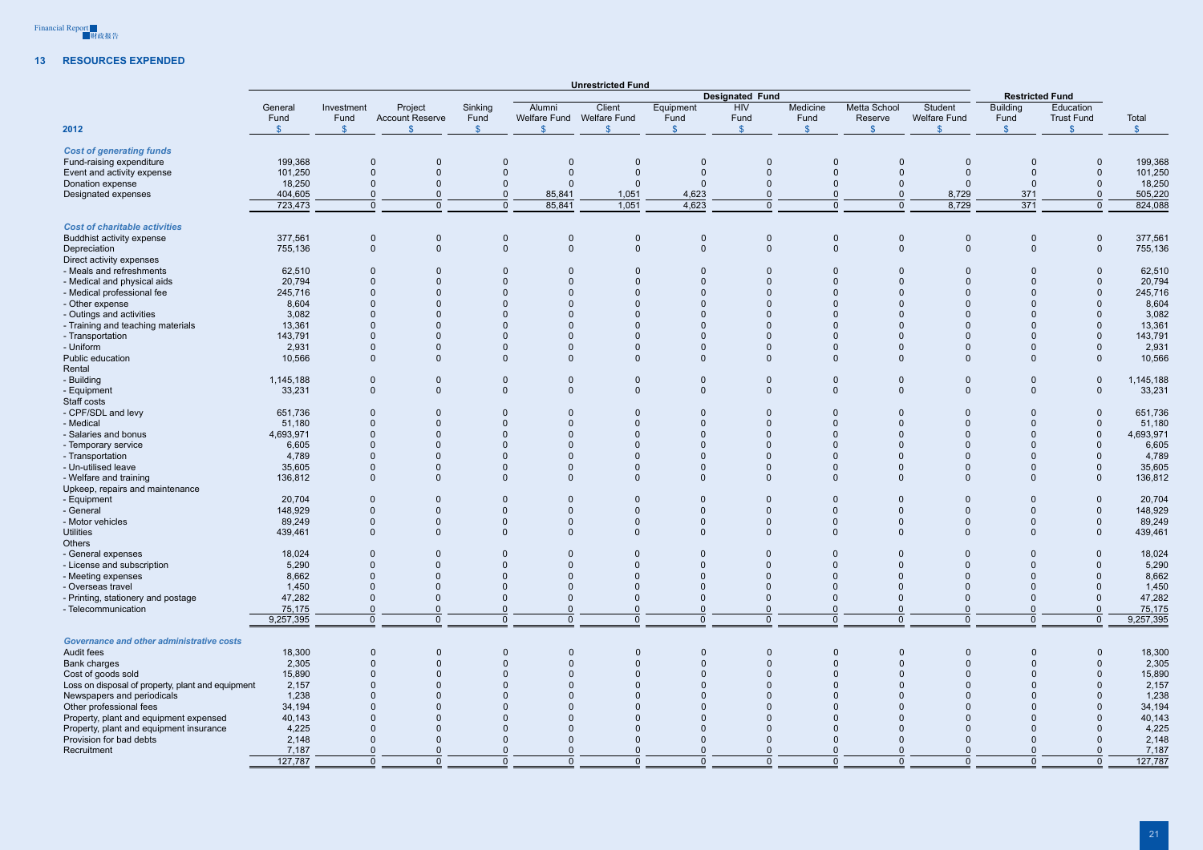## 13 RESOURCES EXPENDED

| | Unrestricted Fund | | | | | | | | | | | Restricted Fund | | |
|---|---|---|---|---|---|---|---|---|---|---|---|---|---|---|
| | | | | | Designated Fund | | | | | | | | | |
| 2012 | General Fund $ | Investment Fund $ | Project Account Reserve $ | Sinking Fund $ | Alumni Welfare Fund $ | Client Welfare Fund $ | Equipment Fund $ | HIV Fund $ | Medicine Fund $ | Metta School Reserve $ | Student Welfare Fund $ | Building Fund $ | Education Trust Fund $ | Total $ |
| ***Cost of generating funds*** | | | | | | | | | | | | | | |
| Fund-raising expenditure | 199,368 | 0 | 0 | 0 | 0 | 0 | 0 | 0 | 0 | 0 | 0 | 0 | 0 | 199,368 |
| Event and activity expense | 101,250 | 0 | 0 | 0 | 0 | 0 | 0 | 0 | 0 | 0 | 0 | 0 | 0 | 101,250 |
| Donation expense | 18,250 | 0 | 0 | 0 | 0 | 0 | 0 | 0 | 0 | 0 | 0 | 0 | 0 | 18,250 |
| Designated expenses | 404,605 | 0 | 0 | 0 | 85,841 | 1,051 | 4,623 | 0 | 0 | 0 | 8,729 | 371 | 0 | 505,220 |
| | 723,473 | 0 | 0 | 0 | 85,841 | 1,051 | 4,623 | 0 | 0 | 0 | 8,729 | 371 | 0 | 824,088 |
| ***Cost of charitable activities*** | | | | | | | | | | | | | | |
| Buddhist activity expense | 377,561 | 0 | 0 | 0 | 0 | 0 | 0 | 0 | 0 | 0 | 0 | 0 | 0 | 377,561 |
| Depreciation | 755,136 | 0 | 0 | 0 | 0 | 0 | 0 | 0 | 0 | 0 | 0 | 0 | 0 | 755,136 |
| Direct activity expenses | | | | | | | | | | | | | | |
| - Meals and refreshments | 62,510 | 0 | 0 | 0 | 0 | 0 | 0 | 0 | 0 | 0 | 0 | 0 | 0 | 62,510 |
| - Medical and physical aids | 20,794 | 0 | 0 | 0 | 0 | 0 | 0 | 0 | 0 | 0 | 0 | 0 | 0 | 20,794 |
| - Medical professional fee | 245,716 | 0 | 0 | 0 | 0 | 0 | 0 | 0 | 0 | 0 | 0 | 0 | 0 | 245,716 |
| - Other expense | 8,604 | 0 | 0 | 0 | 0 | 0 | 0 | 0 | 0 | 0 | 0 | 0 | 0 | 8,604 |
| - Outings and activities | 3,082 | 0 | 0 | 0 | 0 | 0 | 0 | 0 | 0 | 0 | 0 | 0 | 0 | 3,082 |
| - Training and teaching materials | 13,361 | 0 | 0 | 0 | 0 | 0 | 0 | 0 | 0 | 0 | 0 | 0 | 0 | 13,361 |
| - Transportation | 143,791 | 0 | 0 | 0 | 0 | 0 | 0 | 0 | 0 | 0 | 0 | 0 | 0 | 143,791 |
| - Uniform | 2,931 | 0 | 0 | 0 | 0 | 0 | 0 | 0 | 0 | 0 | 0 | 0 | 0 | 2,931 |
| Public education | 10,566 | 0 | 0 | 0 | 0 | 0 | 0 | 0 | 0 | 0 | 0 | 0 | 0 | 10,566 |
| Rental | | | | | | | | | | | | | | |
| - Building | 1,145,188 | 0 | 0 | 0 | 0 | 0 | 0 | 0 | 0 | 0 | 0 | 0 | 0 | 1,145,188 |
| - Equipment | 33,231 | 0 | 0 | 0 | 0 | 0 | 0 | 0 | 0 | 0 | 0 | 0 | 0 | 33,231 |
| Staff costs | | | | | | | | | | | | | | |
| - CPF/SDL and levy | 651,736 | 0 | 0 | 0 | 0 | 0 | 0 | 0 | 0 | 0 | 0 | 0 | 0 | 651,736 |
| - Medical | 51,180 | 0 | 0 | 0 | 0 | 0 | 0 | 0 | 0 | 0 | 0 | 0 | 0 | 51,180 |
| - Salaries and bonus | 4,693,971 | 0 | 0 | 0 | 0 | 0 | 0 | 0 | 0 | 0 | 0 | 0 | 0 | 4,693,971 |
| - Temporary service | 6,605 | 0 | 0 | 0 | 0 | 0 | 0 | 0 | 0 | 0 | 0 | 0 | 0 | 6,605 |
| - Transportation | 4,789 | 0 | 0 | 0 | 0 | 0 | 0 | 0 | 0 | 0 | 0 | 0 | 0 | 4,789 |
| - Un-utilised leave | 35,605 | 0 | 0 | 0 | 0 | 0 | 0 | 0 | 0 | 0 | 0 | 0 | 0 | 35,605 |
| - Welfare and training | 136,812 | 0 | 0 | 0 | 0 | 0 | 0 | 0 | 0 | 0 | 0 | 0 | 0 | 136,812 |
| Upkeep, repairs and maintenance | | | | | | | | | | | | | | |
| - Equipment | 20,704 | 0 | 0 | 0 | 0 | 0 | 0 | 0 | 0 | 0 | 0 | 0 | 0 | 20,704 |
| - General | 148,929 | 0 | 0 | 0 | 0 | 0 | 0 | 0 | 0 | 0 | 0 | 0 | 0 | 148,929 |
| - Motor vehicles | 89,249 | 0 | 0 | 0 | 0 | 0 | 0 | 0 | 0 | 0 | 0 | 0 | 0 | 89,249 |
| Utilities | 439,461 | 0 | 0 | 0 | 0 | 0 | 0 | 0 | 0 | 0 | 0 | 0 | 0 | 439,461 |
| Others | | | | | | | | | | | | | | |
| - General expenses | 18,024 | 0 | 0 | 0 | 0 | 0 | 0 | 0 | 0 | 0 | 0 | 0 | 0 | 18,024 |
| - License and subscription | 5,290 | 0 | 0 | 0 | 0 | 0 | 0 | 0 | 0 | 0 | 0 | 0 | 0 | 5,290 |
| - Meeting expenses | 8,662 | 0 | 0 | 0 | 0 | 0 | 0 | 0 | 0 | 0 | 0 | 0 | 0 | 8,662 |
| - Overseas travel | 1,450 | 0 | 0 | 0 | 0 | 0 | 0 | 0 | 0 | 0 | 0 | 0 | 0 | 1,450 |
| - Printing, stationery and postage | 47,282 | 0 | 0 | 0 | 0 | 0 | 0 | 0 | 0 | 0 | 0 | 0 | 0 | 47,282 |
| - Telecommunication | 75,175 | 0 | 0 | 0 | 0 | 0 | 0 | 0 | 0 | 0 | 0 | 0 | 0 | 75,175 |
| | 9,257,395 | 0 | 0 | 0 | 0 | 0 | 0 | 0 | 0 | 0 | 0 | 0 | 0 | 9,257,395 |
| ***Governance and other administrative costs*** | | | | | | | | | | | | | | |
| Audit fees | 18,300 | 0 | 0 | 0 | 0 | 0 | 0 | 0 | 0 | 0 | 0 | 0 | 0 | 18,300 |
| Bank charges | 2,305 | 0 | 0 | 0 | 0 | 0 | 0 | 0 | 0 | 0 | 0 | 0 | 0 | 2,305 |
| Cost of goods sold | 15,890 | 0 | 0 | 0 | 0 | 0 | 0 | 0 | 0 | 0 | 0 | 0 | 0 | 15,890 |
| Loss on disposal of property, plant and equipment | 2,157 | 0 | 0 | 0 | 0 | 0 | 0 | 0 | 0 | 0 | 0 | 0 | 0 | 2,157 |
| Newspapers and periodicals | 1,238 | 0 | 0 | 0 | 0 | 0 | 0 | 0 | 0 | 0 | 0 | 0 | 0 | 1,238 |
| Other professional fees | 34,194 | 0 | 0 | 0 | 0 | 0 | 0 | 0 | 0 | 0 | 0 | 0 | 0 | 34,194 |
| Property, plant and equipment expensed | 40,143 | 0 | 0 | 0 | 0 | 0 | 0 | 0 | 0 | 0 | 0 | 0 | 0 | 40,143 |
| Property, plant and equipment insurance | 4,225 | 0 | 0 | 0 | 0 | 0 | 0 | 0 | 0 | 0 | 0 | 0 | 0 | 4,225 |
| Provision for bad debts | 2,148 | 0 | 0 | 0 | 0 | 0 | 0 | 0 | 0 | 0 | 0 | 0 | 0 | 2,148 |
| Recruitment | 7,187 | 0 | 0 | 0 | 0 | 0 | 0 | 0 | 0 | 0 | 0 | 0 | 0 | 7,187 |
| | 127,787 | 0 | 0 | 0 | 0 | 0 | 0 | 0 | 0 | 0 | 0 | 0 | 0 | 127,787 |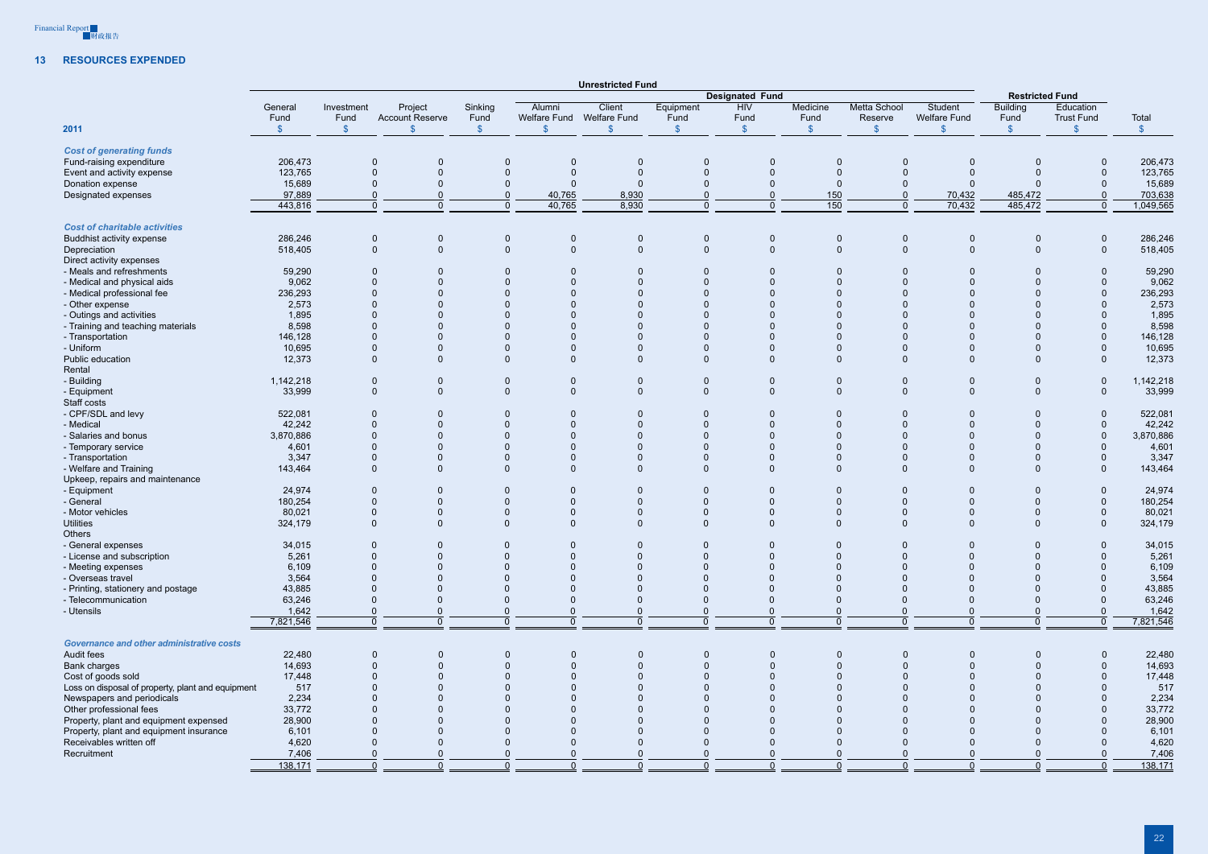## 13 RESOURCES EXPENDED

| 2011 | Unrestricted Fund | | | | | | | | | | | Restricted Fund | | |
|---|---|---|---|---|---|---|---|---|---|---|---|---|---|---|
| | | | | | Designated Fund | | | | | | | | | |
| | General Fund $ | Investment Fund $ | Project Account Reserve $ | Sinking Fund $ | Alumni Welfare Fund $ | Client Welfare Fund $ | Equipment Fund $ | HIV Fund $ | Medicine Fund $ | Metta School Reserve $ | Student Welfare Fund $ | Building Fund $ | Education Trust Fund $ | Total $ |
| ***Cost of generating funds*** | | | | | | | | | | | | | | |
| Fund-raising expenditure | 206,473 | 0 | 0 | 0 | 0 | 0 | 0 | 0 | 0 | 0 | 0 | 0 | 0 | 206,473 |
| Event and activity expense | 123,765 | 0 | 0 | 0 | 0 | 0 | 0 | 0 | 0 | 0 | 0 | 0 | 0 | 123,765 |
| Donation expense | 15,689 | 0 | 0 | 0 | 0 | 0 | 0 | 0 | 0 | 0 | 0 | 0 | 0 | 15,689 |
| Designated expenses | 97,889 | 0 | 0 | 0 | 40,765 | 8,930 | 0 | 0 | 150 | 0 | 70,432 | 485,472 | 0 | 703,638 |
| | 443,816 | 0 | 0 | 0 | 40,765 | 8,930 | 0 | 0 | 150 | 0 | 70,432 | 485,472 | 0 | 1,049,565 |
| ***Cost of charitable activities*** | | | | | | | | | | | | | | |
| Buddhist activity expense | 286,246 | 0 | 0 | 0 | 0 | 0 | 0 | 0 | 0 | 0 | 0 | 0 | 0 | 286,246 |
| Depreciation | 518,405 | 0 | 0 | 0 | 0 | 0 | 0 | 0 | 0 | 0 | 0 | 0 | 0 | 518,405 |
| Direct activity expenses | | | | | | | | | | | | | | |
| - Meals and refreshments | 59,290 | 0 | 0 | 0 | 0 | 0 | 0 | 0 | 0 | 0 | 0 | 0 | 0 | 59,290 |
| - Medical and physical aids | 9,062 | 0 | 0 | 0 | 0 | 0 | 0 | 0 | 0 | 0 | 0 | 0 | 0 | 9,062 |
| - Medical professional fee | 236,293 | 0 | 0 | 0 | 0 | 0 | 0 | 0 | 0 | 0 | 0 | 0 | 0 | 236,293 |
| - Other expense | 2,573 | 0 | 0 | 0 | 0 | 0 | 0 | 0 | 0 | 0 | 0 | 0 | 0 | 2,573 |
| - Outings and activities | 1,895 | 0 | 0 | 0 | 0 | 0 | 0 | 0 | 0 | 0 | 0 | 0 | 0 | 1,895 |
| - Training and teaching materials | 8,598 | 0 | 0 | 0 | 0 | 0 | 0 | 0 | 0 | 0 | 0 | 0 | 0 | 8,598 |
| - Transportation | 146,128 | 0 | 0 | 0 | 0 | 0 | 0 | 0 | 0 | 0 | 0 | 0 | 0 | 146,128 |
| - Uniform | 10,695 | 0 | 0 | 0 | 0 | 0 | 0 | 0 | 0 | 0 | 0 | 0 | 0 | 10,695 |
| Public education | 12,373 | 0 | 0 | 0 | 0 | 0 | 0 | 0 | 0 | 0 | 0 | 0 | 0 | 12,373 |
| Rental | | | | | | | | | | | | | | |
| - Building | 1,142,218 | 0 | 0 | 0 | 0 | 0 | 0 | 0 | 0 | 0 | 0 | 0 | 0 | 1,142,218 |
| - Equipment | 33,999 | 0 | 0 | 0 | 0 | 0 | 0 | 0 | 0 | 0 | 0 | 0 | 0 | 33,999 |
| Staff costs | | | | | | | | | | | | | | |
| - CPF/SDL and levy | 522,081 | 0 | 0 | 0 | 0 | 0 | 0 | 0 | 0 | 0 | 0 | 0 | 0 | 522,081 |
| - Medical | 42,242 | 0 | 0 | 0 | 0 | 0 | 0 | 0 | 0 | 0 | 0 | 0 | 0 | 42,242 |
| - Salaries and bonus | 3,870,886 | 0 | 0 | 0 | 0 | 0 | 0 | 0 | 0 | 0 | 0 | 0 | 0 | 3,870,886 |
| - Temporary service | 4,601 | 0 | 0 | 0 | 0 | 0 | 0 | 0 | 0 | 0 | 0 | 0 | 0 | 4,601 |
| - Transportation | 3,347 | 0 | 0 | 0 | 0 | 0 | 0 | 0 | 0 | 0 | 0 | 0 | 0 | 3,347 |
| - Welfare and Training | 143,464 | 0 | 0 | 0 | 0 | 0 | 0 | 0 | 0 | 0 | 0 | 0 | 0 | 143,464 |
| Upkeep, repairs and maintenance | | | | | | | | | | | | | | |
| - Equipment | 24,974 | 0 | 0 | 0 | 0 | 0 | 0 | 0 | 0 | 0 | 0 | 0 | 0 | 24,974 |
| - General | 180,254 | 0 | 0 | 0 | 0 | 0 | 0 | 0 | 0 | 0 | 0 | 0 | 0 | 180,254 |
| - Motor vehicles | 80,021 | 0 | 0 | 0 | 0 | 0 | 0 | 0 | 0 | 0 | 0 | 0 | 0 | 80,021 |
| Utilities | 324,179 | 0 | 0 | 0 | 0 | 0 | 0 | 0 | 0 | 0 | 0 | 0 | 0 | 324,179 |
| Others | | | | | | | | | | | | | | |
| - General expenses | 34,015 | 0 | 0 | 0 | 0 | 0 | 0 | 0 | 0 | 0 | 0 | 0 | 0 | 34,015 |
| - License and subscription | 5,261 | 0 | 0 | 0 | 0 | 0 | 0 | 0 | 0 | 0 | 0 | 0 | 0 | 5,261 |
| - Meeting expenses | 6,109 | 0 | 0 | 0 | 0 | 0 | 0 | 0 | 0 | 0 | 0 | 0 | 0 | 6,109 |
| - Overseas travel | 3,564 | 0 | 0 | 0 | 0 | 0 | 0 | 0 | 0 | 0 | 0 | 0 | 0 | 3,564 |
| - Printing, stationery and postage | 43,885 | 0 | 0 | 0 | 0 | 0 | 0 | 0 | 0 | 0 | 0 | 0 | 0 | 43,885 |
| - Telecommunication | 63,246 | 0 | 0 | 0 | 0 | 0 | 0 | 0 | 0 | 0 | 0 | 0 | 0 | 63,246 |
| - Utensils | 1,642 | 0 | 0 | 0 | 0 | 0 | 0 | 0 | 0 | 0 | 0 | 0 | 0 | 1,642 |
| | 7,821,546 | 0 | 0 | 0 | 0 | 0 | 0 | 0 | 0 | 0 | 0 | 0 | 0 | 7,821,546 |
| ***Governance and other administrative costs*** | | | | | | | | | | | | | | |
| Audit fees | 22,480 | 0 | 0 | 0 | 0 | 0 | 0 | 0 | 0 | 0 | 0 | 0 | 0 | 22,480 |
| Bank charges | 14,693 | 0 | 0 | 0 | 0 | 0 | 0 | 0 | 0 | 0 | 0 | 0 | 0 | 14,693 |
| Cost of goods sold | 17,448 | 0 | 0 | 0 | 0 | 0 | 0 | 0 | 0 | 0 | 0 | 0 | 0 | 17,448 |
| Loss on disposal of property, plant and equipment | 517 | 0 | 0 | 0 | 0 | 0 | 0 | 0 | 0 | 0 | 0 | 0 | 0 | 517 |
| Newspapers and periodicals | 2,234 | 0 | 0 | 0 | 0 | 0 | 0 | 0 | 0 | 0 | 0 | 0 | 0 | 2,234 |
| Other professional fees | 33,772 | 0 | 0 | 0 | 0 | 0 | 0 | 0 | 0 | 0 | 0 | 0 | 0 | 33,772 |
| Property, plant and equipment expensed | 28,900 | 0 | 0 | 0 | 0 | 0 | 0 | 0 | 0 | 0 | 0 | 0 | 0 | 28,900 |
| Property, plant and equipment insurance | 6,101 | 0 | 0 | 0 | 0 | 0 | 0 | 0 | 0 | 0 | 0 | 0 | 0 | 6,101 |
| Receivables written off | 4,620 | 0 | 0 | 0 | 0 | 0 | 0 | 0 | 0 | 0 | 0 | 0 | 0 | 4,620 |
| Recruitment | 7,406 | 0 | 0 | 0 | 0 | 0 | 0 | 0 | 0 | 0 | 0 | 0 | 0 | 7,406 |
| | 138,171 | 0 | 0 | 0 | 0 | 0 | 0 | 0 | 0 | 0 | 0 | 0 | 0 | 138,171 |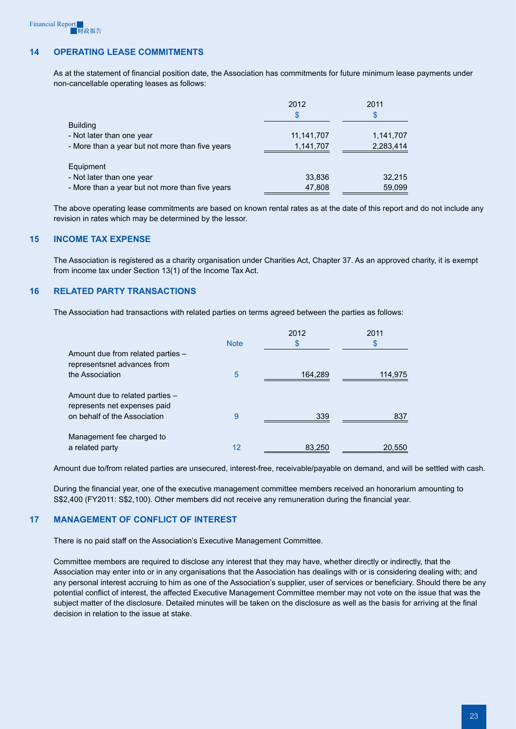## 14 OPERATING LEASE COMMITMENTS

As at the statement of financial position date, the Association has commitments for future minimum lease payments under non-cancellable operating leases as follows:

| | 2012 | 2011 |
|---|---|---|
| | $ | $ |
| Building | | |
| - Not later than one year | 11,141,707 | 1,141,707 |
| - More than a year but not more than five years | 1,141,707 | 2,283,414 |
| | | |
| Equipment | | |
| - Not later than one year | 33,836 | 32,215 |
| - More than a year but not more than five years | 47,808 | 59,099 |

The above operating lease commitments are based on known rental rates as at the date of this report and do not include any revision in rates which may be determined by the lessor.

## 15 INCOME TAX EXPENSE

The Association is registered as a charity organisation under Charities Act, Chapter 37. As an approved charity, it is exempt from income tax under Section 13(1) of the Income Tax Act.

## 16 RELATED PARTY TRANSACTIONS

The Association had transactions with related parties on terms agreed between the parties as follows:

| | Note | 2012 | 2011 |
|---|---|---|---|
| | | $ | $ |
| Amount due from related parties – representsnet advances from the Association | 5 | 164,289 | 114,975 |
| Amount due to related parties – represents net expenses paid on behalf of the Association | 9 | 339 | 837 |
| Management fee charged to a related party | 12 | 83,250 | 20,550 |

Amount due to/from related parties are unsecured, interest-free, receivable/payable on demand, and will be settled with cash.

During the financial year, one of the executive management committee members received an honorarium amounting to S$2,400 (FY2011: S$2,100). Other members did not receive any remuneration during the financial year.

## 17 MANAGEMENT OF CONFLICT OF INTEREST

There is no paid staff on the Association's Executive Management Committee.

Committee members are required to disclose any interest that they may have, whether directly or indirectly, that the Association may enter into or in any organisations that the Association has dealings with or is considering dealing with; and any personal interest accruing to him as one of the Association's supplier, user of services or beneficiary. Should there be any potential conflict of interest, the affected Executive Management Committee member may not vote on the issue that was the subject matter of the disclosure. Detailed minutes will be taken on the disclosure as well as the basis for arriving at the final decision in relation to the issue at stake.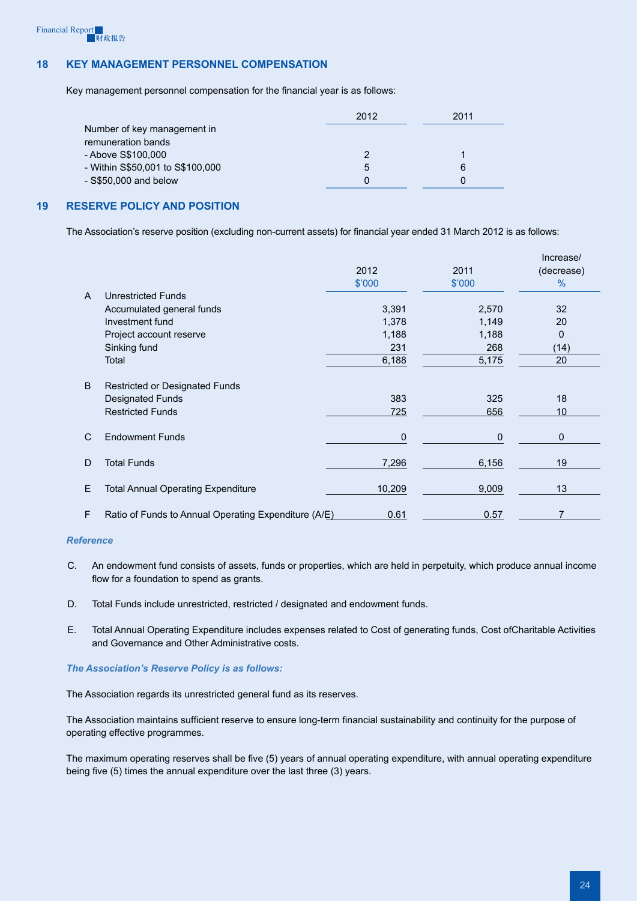## 18 KEY MANAGEMENT PERSONNEL COMPENSATION

Key management personnel compensation for the financial year is as follows:

| | 2012 | 2011 |
|---|---|---|
| Number of key management in remuneration bands | | |
| - Above S$100,000 | 2 | 1 |
| - Within S$50,001 to S$100,000 | 5 | 6 |
| - S$50,000 and below | 0 | 0 |

## 19 RESERVE POLICY AND POSITION

The Association's reserve position (excluding non-current assets) for financial year ended 31 March 2012 is as follows:

| | | 2012 $'000 | 2011 $'000 | Increase/ (decrease) % |
|---|---|---|---|---|
| A | Unrestricted Funds | | | |
| | Accumulated general funds | 3,391 | 2,570 | 32 |
| | Investment fund | 1,378 | 1,149 | 20 |
| | Project account reserve | 1,188 | 1,188 | 0 |
| | Sinking fund | 231 | 268 | (14) |
| | Total | 6,188 | 5,175 | 20 |
| B | Restricted or Designated Funds | | | |
| | Designated Funds | 383 | 325 | 18 |
| | Restricted Funds | 725 | 656 | 10 |
| C | Endowment Funds | 0 | 0 | 0 |
| D | Total Funds | 7,296 | 6,156 | 19 |
| E | Total Annual Operating Expenditure | 10,209 | 9,009 | 13 |
| F | Ratio of Funds to Annual Operating Expenditure (A/E) | 0.61 | 0.57 | 7 |

***Reference***

C. An endowment fund consists of assets, funds or properties, which are held in perpetuity, which produce annual income flow for a foundation to spend as grants.

D. Total Funds include unrestricted, restricted / designated and endowment funds.

E. Total Annual Operating Expenditure includes expenses related to Cost of generating funds, Cost ofCharitable Activities and Governance and Other Administrative costs.

***The Association's Reserve Policy is as follows:***

The Association regards its unrestricted general fund as its reserves.

The Association maintains sufficient reserve to ensure long-term financial sustainability and continuity for the purpose of operating effective programmes.

The maximum operating reserves shall be five (5) years of annual operating expenditure, with annual operating expenditure being five (5) times the annual expenditure over the last three (3) years.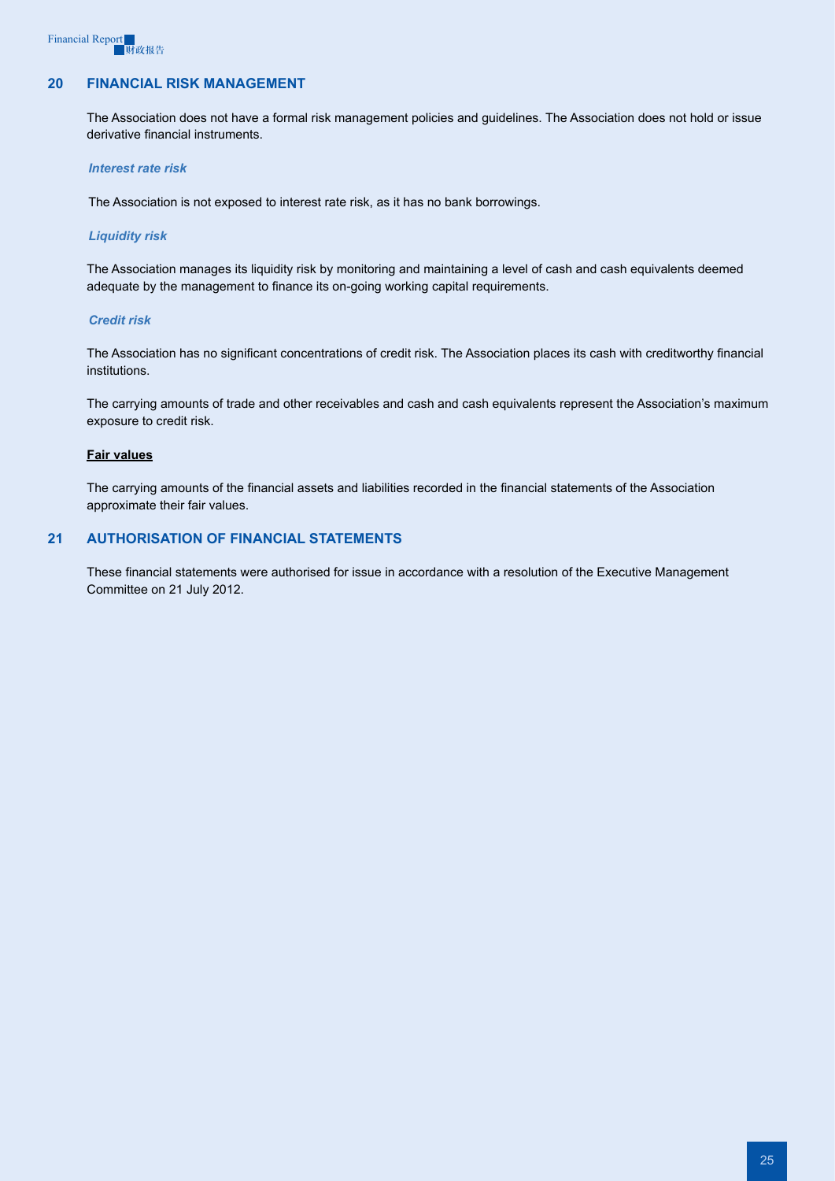## 20 FINANCIAL RISK MANAGEMENT

The Association does not have a formal risk management policies and guidelines. The Association does not hold or issue derivative financial instruments.

***Interest rate risk***

The Association is not exposed to interest rate risk, as it has no bank borrowings.

***Liquidity risk***

The Association manages its liquidity risk by monitoring and maintaining a level of cash and cash equivalents deemed adequate by the management to finance its on-going working capital requirements.

***Credit risk***

The Association has no significant concentrations of credit risk. The Association places its cash with creditworthy financial institutions.

The carrying amounts of trade and other receivables and cash and cash equivalents represent the Association's maximum exposure to credit risk.

**Fair values**

The carrying amounts of the financial assets and liabilities recorded in the financial statements of the Association approximate their fair values.

## 21 AUTHORISATION OF FINANCIAL STATEMENTS

These financial statements were authorised for issue in accordance with a resolution of the Executive Management Committee on 21 July 2012.